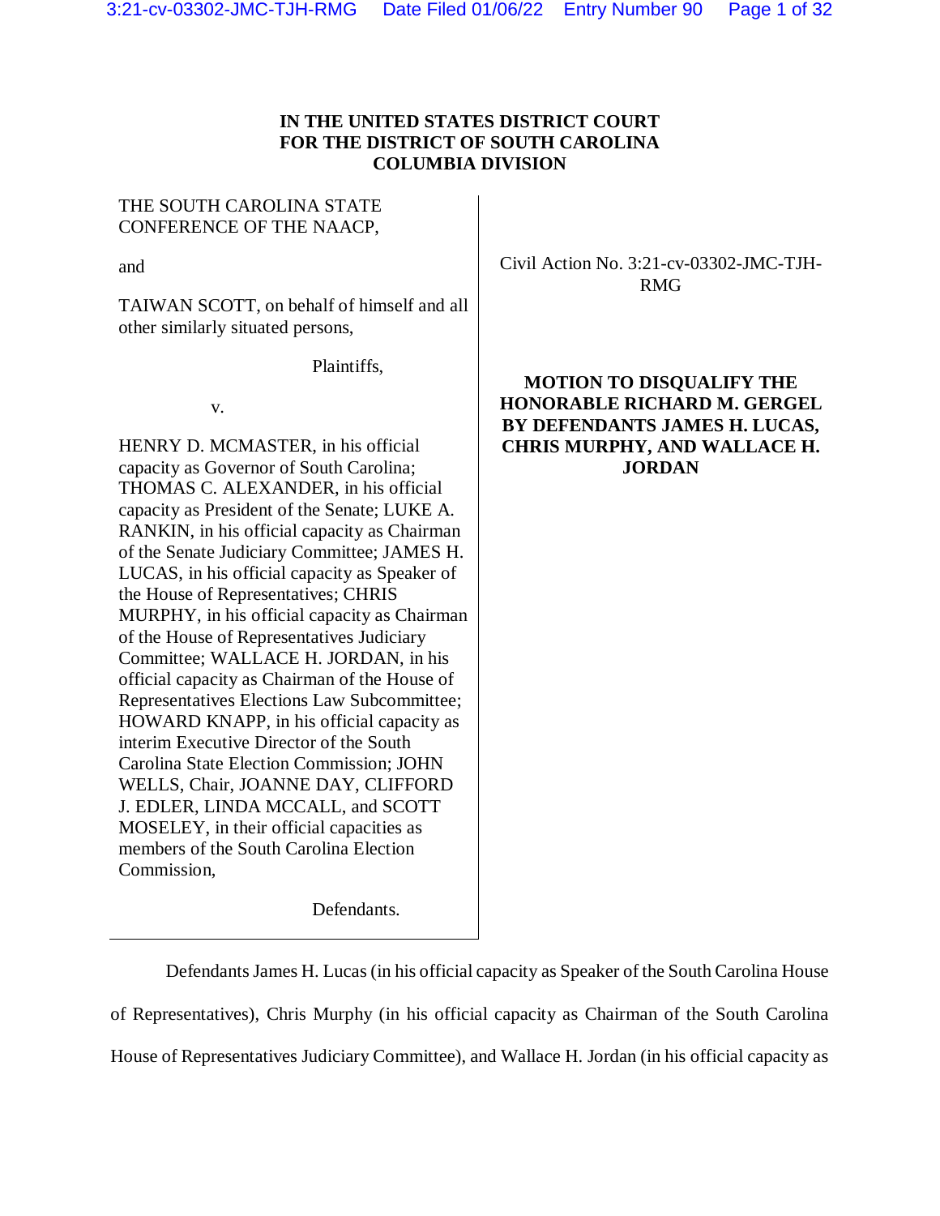**IN THE UNITED STATES DISTRICT COURT**
**FOR THE DISTRICT OF SOUTH CAROLINA**
**COLUMBIA DIVISION**

THE SOUTH CAROLINA STATE CONFERENCE OF THE NAACP,

and

TAIWAN SCOTT, on behalf of himself and all other similarly situated persons,

Plaintiffs,

v.

HENRY D. MCMASTER, in his official capacity as Governor of South Carolina; THOMAS C. ALEXANDER, in his official capacity as President of the Senate; LUKE A. RANKIN, in his official capacity as Chairman of the Senate Judiciary Committee; JAMES H. LUCAS, in his official capacity as Speaker of the House of Representatives; CHRIS MURPHY, in his official capacity as Chairman of the House of Representatives Judiciary Committee; WALLACE H. JORDAN, in his official capacity as Chairman of the House of Representatives Elections Law Subcommittee; HOWARD KNAPP, in his official capacity as interim Executive Director of the South Carolina State Election Commission; JOHN WELLS, Chair, JOANNE DAY, CLIFFORD J. EDLER, LINDA MCCALL, and SCOTT MOSELEY, in their official capacities as members of the South Carolina Election Commission,

Defendants.

Civil Action No. 3:21-cv-03302-JMC-TJH-RMG

**MOTION TO DISQUALIFY THE HONORABLE RICHARD M. GERGEL BY DEFENDANTS JAMES H. LUCAS, CHRIS MURPHY, AND WALLACE H. JORDAN**

Defendants James H. Lucas (in his official capacity as Speaker of the South Carolina House of Representatives), Chris Murphy (in his official capacity as Chairman of the South Carolina House of Representatives Judiciary Committee), and Wallace H. Jordan (in his official capacity as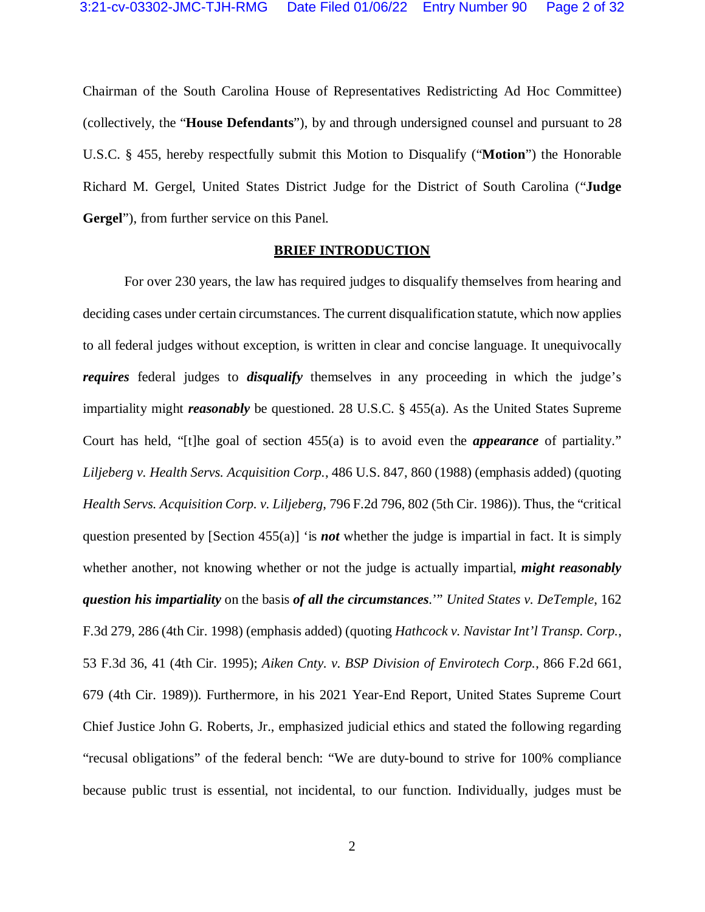Chairman of the South Carolina House of Representatives Redistricting Ad Hoc Committee) (collectively, the "**House Defendants**"), by and through undersigned counsel and pursuant to 28 U.S.C. § 455, hereby respectfully submit this Motion to Disqualify ("**Motion**") the Honorable Richard M. Gergel, United States District Judge for the District of South Carolina ("**Judge Gergel**"), from further service on this Panel.

## BRIEF INTRODUCTION

For over 230 years, the law has required judges to disqualify themselves from hearing and deciding cases under certain circumstances. The current disqualification statute, which now applies to all federal judges without exception, is written in clear and concise language. It unequivocally ***requires*** federal judges to ***disqualify*** themselves in any proceeding in which the judge's impartiality might ***reasonably*** be questioned. 28 U.S.C. § 455(a). As the United States Supreme Court has held, "[t]he goal of section 455(a) is to avoid even the ***appearance*** of partiality." *Liljeberg v. Health Servs. Acquisition Corp.*, 486 U.S. 847, 860 (1988) (emphasis added) (quoting *Health Servs. Acquisition Corp. v. Liljeberg*, 796 F.2d 796, 802 (5th Cir. 1986)). Thus, the "critical question presented by [Section 455(a)] 'is ***not*** whether the judge is impartial in fact. It is simply whether another, not knowing whether or not the judge is actually impartial, ***might reasonably question his impartiality*** on the basis ***of all the circumstances***.'" *United States v. DeTemple*, 162 F.3d 279, 286 (4th Cir. 1998) (emphasis added) (quoting *Hathcock v. Navistar Int'l Transp. Corp.*, 53 F.3d 36, 41 (4th Cir. 1995); *Aiken Cnty. v. BSP Division of Envirotech Corp.*, 866 F.2d 661, 679 (4th Cir. 1989)). Furthermore, in his 2021 Year-End Report, United States Supreme Court Chief Justice John G. Roberts, Jr., emphasized judicial ethics and stated the following regarding "recusal obligations" of the federal bench: "We are duty-bound to strive for 100% compliance because public trust is essential, not incidental, to our function. Individually, judges must be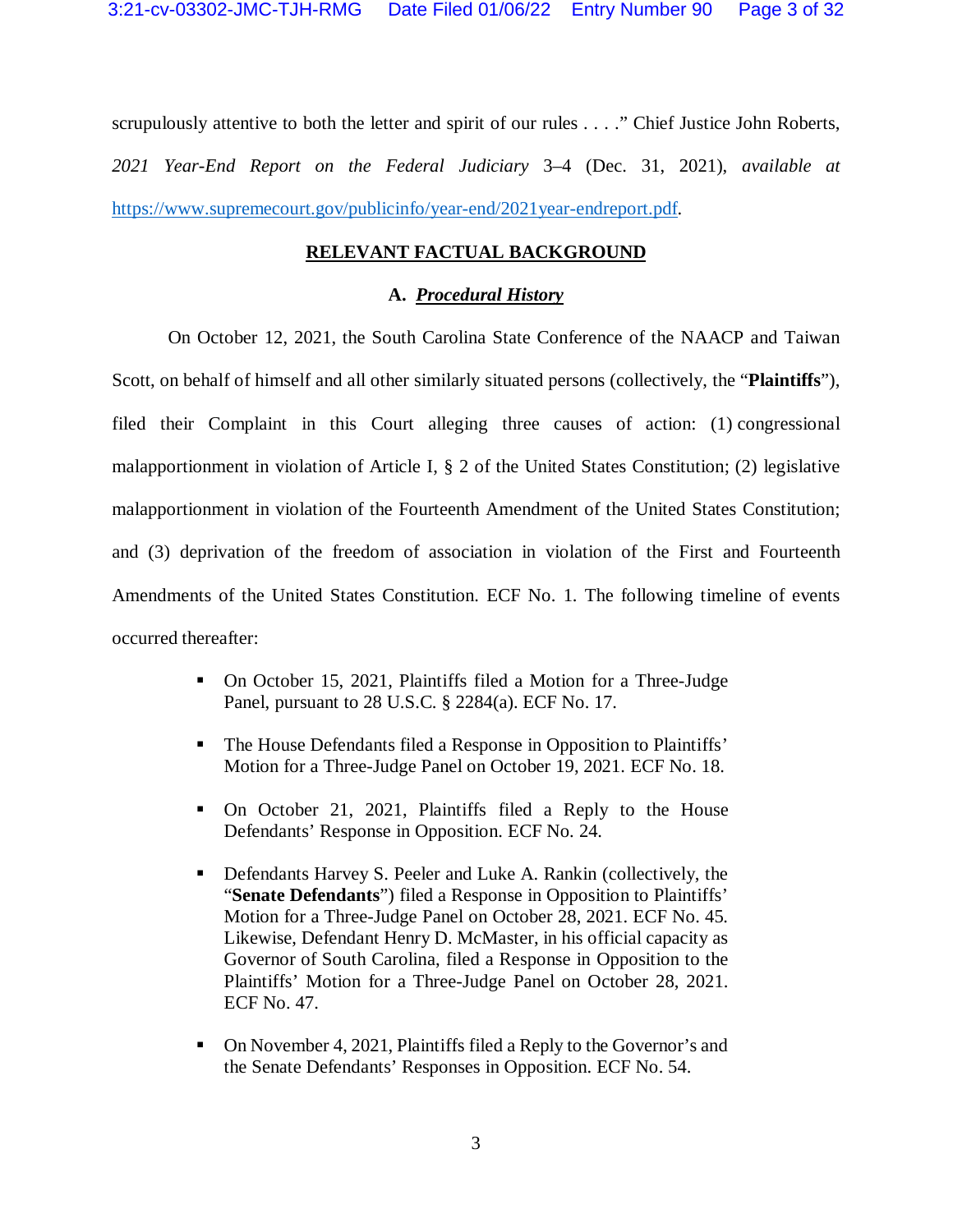scrupulously attentive to both the letter and spirit of our rules . . . .” Chief Justice John Roberts, *2021 Year-End Report on the Federal Judiciary* 3–4 (Dec. 31, 2021), *available at* https://www.supremecourt.gov/publicinfo/year-end/2021year-endreport.pdf.

## RELEVANT FACTUAL BACKGROUND

### A. *Procedural History*

On October 12, 2021, the South Carolina State Conference of the NAACP and Taiwan Scott, on behalf of himself and all other similarly situated persons (collectively, the “**Plaintiffs**”), filed their Complaint in this Court alleging three causes of action: (1) congressional malapportionment in violation of Article I, § 2 of the United States Constitution; (2) legislative malapportionment in violation of the Fourteenth Amendment of the United States Constitution; and (3) deprivation of the freedom of association in violation of the First and Fourteenth Amendments of the United States Constitution. ECF No. 1. The following timeline of events occurred thereafter:

- On October 15, 2021, Plaintiffs filed a Motion for a Three-Judge Panel, pursuant to 28 U.S.C. § 2284(a). ECF No. 17.
- The House Defendants filed a Response in Opposition to Plaintiffs’ Motion for a Three-Judge Panel on October 19, 2021. ECF No. 18.
- On October 21, 2021, Plaintiffs filed a Reply to the House Defendants’ Response in Opposition. ECF No. 24.
- Defendants Harvey S. Peeler and Luke A. Rankin (collectively, the “**Senate Defendants**”) filed a Response in Opposition to Plaintiffs’ Motion for a Three-Judge Panel on October 28, 2021. ECF No. 45. Likewise, Defendant Henry D. McMaster, in his official capacity as Governor of South Carolina, filed a Response in Opposition to the Plaintiffs’ Motion for a Three-Judge Panel on October 28, 2021. ECF No. 47.
- On November 4, 2021, Plaintiffs filed a Reply to the Governor’s and the Senate Defendants’ Responses in Opposition. ECF No. 54.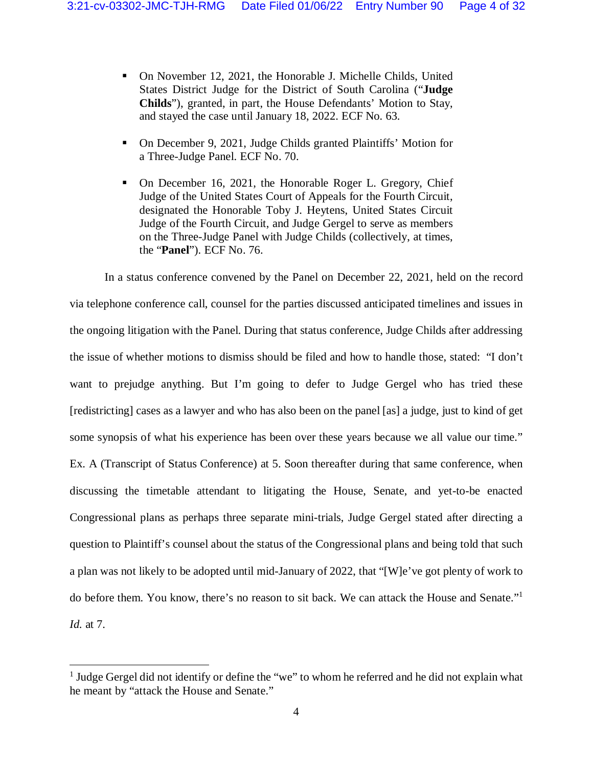- On November 12, 2021, the Honorable J. Michelle Childs, United States District Judge for the District of South Carolina ("**Judge Childs**"), granted, in part, the House Defendants' Motion to Stay, and stayed the case until January 18, 2022. ECF No. 63.

- On December 9, 2021, Judge Childs granted Plaintiffs' Motion for a Three-Judge Panel. ECF No. 70.

- On December 16, 2021, the Honorable Roger L. Gregory, Chief Judge of the United States Court of Appeals for the Fourth Circuit, designated the Honorable Toby J. Heytens, United States Circuit Judge of the Fourth Circuit, and Judge Gergel to serve as members on the Three-Judge Panel with Judge Childs (collectively, at times, the "**Panel**"). ECF No. 76.

In a status conference convened by the Panel on December 22, 2021, held on the record via telephone conference call, counsel for the parties discussed anticipated timelines and issues in the ongoing litigation with the Panel. During that status conference, Judge Childs after addressing the issue of whether motions to dismiss should be filed and how to handle those, stated: "I don't want to prejudge anything. But I'm going to defer to Judge Gergel who has tried these [redistricting] cases as a lawyer and who has also been on the panel [as] a judge, just to kind of get some synopsis of what his experience has been over these years because we all value our time." Ex. A (Transcript of Status Conference) at 5. Soon thereafter during that same conference, when discussing the timetable attendant to litigating the House, Senate, and yet-to-be enacted Congressional plans as perhaps three separate mini-trials, Judge Gergel stated after directing a question to Plaintiff's counsel about the status of the Congressional plans and being told that such a plan was not likely to be adopted until mid-January of 2022, that "[W]e've got plenty of work to do before them. You know, there's no reason to sit back. We can attack the House and Senate."[1] *Id.* at 7.

[1] Judge Gergel did not identify or define the "we" to whom he referred and he did not explain what he meant by "attack the House and Senate."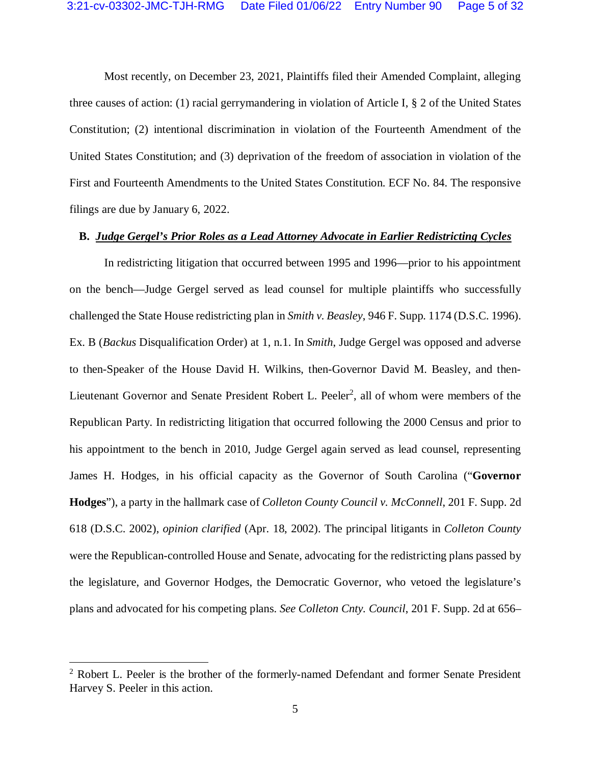Most recently, on December 23, 2021, Plaintiffs filed their Amended Complaint, alleging three causes of action: (1) racial gerrymandering in violation of Article I, § 2 of the United States Constitution; (2) intentional discrimination in violation of the Fourteenth Amendment of the United States Constitution; and (3) deprivation of the freedom of association in violation of the First and Fourteenth Amendments to the United States Constitution. ECF No. 84. The responsive filings are due by January 6, 2022.

**B. _Judge Gergel's Prior Roles as a Lead Attorney Advocate in Earlier Redistricting Cycles_**

In redistricting litigation that occurred between 1995 and 1996—prior to his appointment on the bench—Judge Gergel served as lead counsel for multiple plaintiffs who successfully challenged the State House redistricting plan in *Smith v. Beasley*, 946 F. Supp. 1174 (D.S.C. 1996). Ex. B (*Backus* Disqualification Order) at 1, n.1. In *Smith*, Judge Gergel was opposed and adverse to then-Speaker of the House David H. Wilkins, then-Governor David M. Beasley, and then-Lieutenant Governor and Senate President Robert L. Peeler[2], all of whom were members of the Republican Party. In redistricting litigation that occurred following the 2000 Census and prior to his appointment to the bench in 2010, Judge Gergel again served as lead counsel, representing James H. Hodges, in his official capacity as the Governor of South Carolina ("**Governor Hodges**"), a party in the hallmark case of *Colleton County Council v. McConnell*, 201 F. Supp. 2d 618 (D.S.C. 2002), *opinion clarified* (Apr. 18, 2002). The principal litigants in *Colleton County* were the Republican-controlled House and Senate, advocating for the redistricting plans passed by the legislature, and Governor Hodges, the Democratic Governor, who vetoed the legislature's plans and advocated for his competing plans. *See Colleton Cnty. Council*, 201 F. Supp. 2d at 656–

---

[2] Robert L. Peeler is the brother of the formerly-named Defendant and former Senate President Harvey S. Peeler in this action.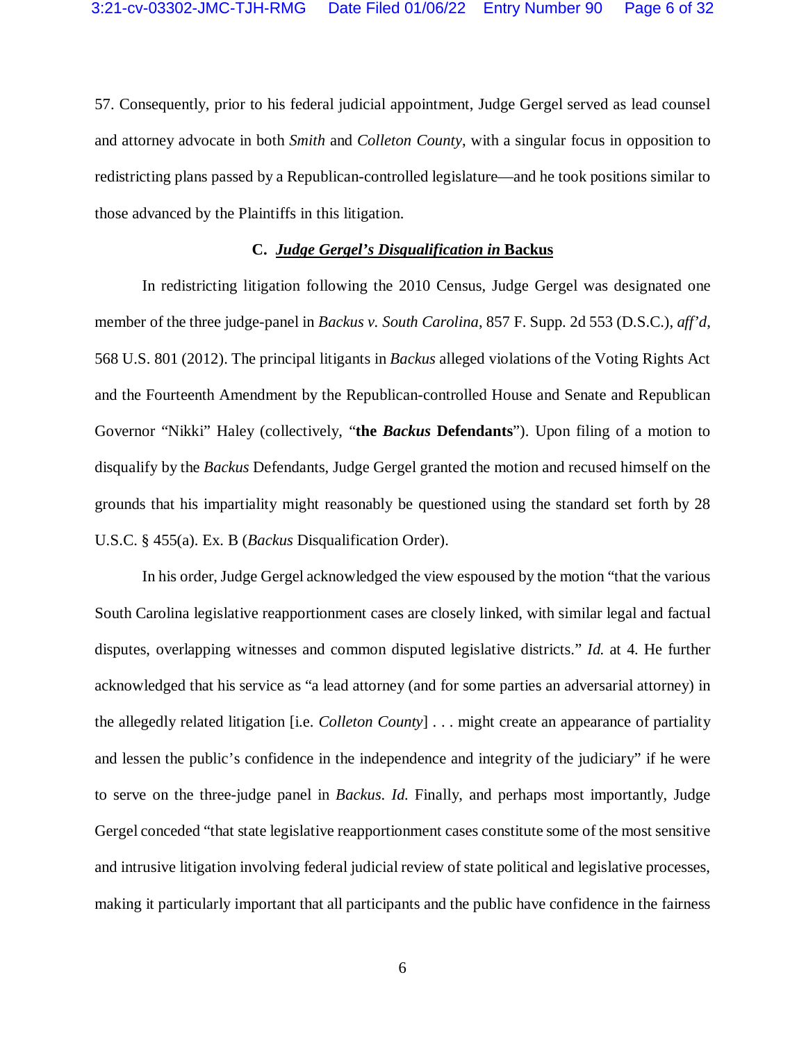57. Consequently, prior to his federal judicial appointment, Judge Gergel served as lead counsel and attorney advocate in both *Smith* and *Colleton County*, with a singular focus in opposition to redistricting plans passed by a Republican-controlled legislature—and he took positions similar to those advanced by the Plaintiffs in this litigation.

### C. *Judge Gergel's Disqualification in* Backus

In redistricting litigation following the 2010 Census, Judge Gergel was designated one member of the three judge-panel in *Backus v. South Carolina*, 857 F. Supp. 2d 553 (D.S.C.), *aff'd*, 568 U.S. 801 (2012). The principal litigants in *Backus* alleged violations of the Voting Rights Act and the Fourteenth Amendment by the Republican-controlled House and Senate and Republican Governor "Nikki" Haley (collectively, "**the *Backus* Defendants**"). Upon filing of a motion to disqualify by the *Backus* Defendants, Judge Gergel granted the motion and recused himself on the grounds that his impartiality might reasonably be questioned using the standard set forth by 28 U.S.C. § 455(a). Ex. B (*Backus* Disqualification Order).

In his order, Judge Gergel acknowledged the view espoused by the motion "that the various South Carolina legislative reapportionment cases are closely linked, with similar legal and factual disputes, overlapping witnesses and common disputed legislative districts." *Id.* at 4. He further acknowledged that his service as "a lead attorney (and for some parties an adversarial attorney) in the allegedly related litigation [i.e. *Colleton County*] . . . might create an appearance of partiality and lessen the public's confidence in the independence and integrity of the judiciary" if he were to serve on the three-judge panel in *Backus*. *Id.* Finally, and perhaps most importantly, Judge Gergel conceded "that state legislative reapportionment cases constitute some of the most sensitive and intrusive litigation involving federal judicial review of state political and legislative processes, making it particularly important that all participants and the public have confidence in the fairness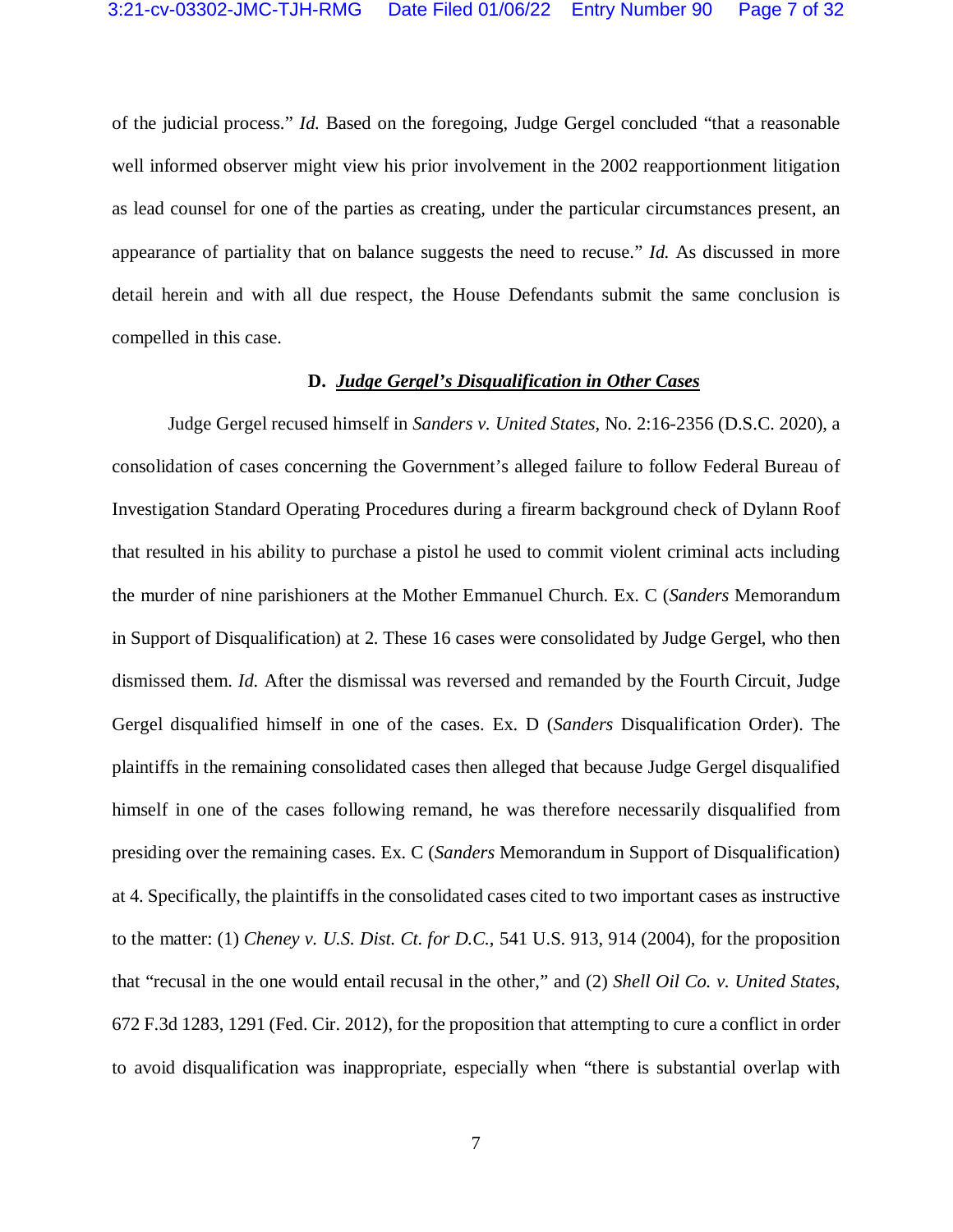of the judicial process." *Id.* Based on the foregoing, Judge Gergel concluded "that a reasonable well informed observer might view his prior involvement in the 2002 reapportionment litigation as lead counsel for one of the parties as creating, under the particular circumstances present, an appearance of partiality that on balance suggests the need to recuse." *Id.* As discussed in more detail herein and with all due respect, the House Defendants submit the same conclusion is compelled in this case.

### D. ***Judge Gergel's Disqualification in Other Cases***

Judge Gergel recused himself in *Sanders v. United States*, No. 2:16-2356 (D.S.C. 2020), a consolidation of cases concerning the Government's alleged failure to follow Federal Bureau of Investigation Standard Operating Procedures during a firearm background check of Dylann Roof that resulted in his ability to purchase a pistol he used to commit violent criminal acts including the murder of nine parishioners at the Mother Emmanuel Church. Ex. C (*Sanders* Memorandum in Support of Disqualification) at 2. These 16 cases were consolidated by Judge Gergel, who then dismissed them. *Id.* After the dismissal was reversed and remanded by the Fourth Circuit, Judge Gergel disqualified himself in one of the cases. Ex. D (*Sanders* Disqualification Order). The plaintiffs in the remaining consolidated cases then alleged that because Judge Gergel disqualified himself in one of the cases following remand, he was therefore necessarily disqualified from presiding over the remaining cases. Ex. C (*Sanders* Memorandum in Support of Disqualification) at 4. Specifically, the plaintiffs in the consolidated cases cited to two important cases as instructive to the matter: (1) *Cheney v. U.S. Dist. Ct. for D.C.*, 541 U.S. 913, 914 (2004), for the proposition that "recusal in the one would entail recusal in the other," and (2) *Shell Oil Co. v. United States*, 672 F.3d 1283, 1291 (Fed. Cir. 2012), for the proposition that attempting to cure a conflict in order to avoid disqualification was inappropriate, especially when "there is substantial overlap with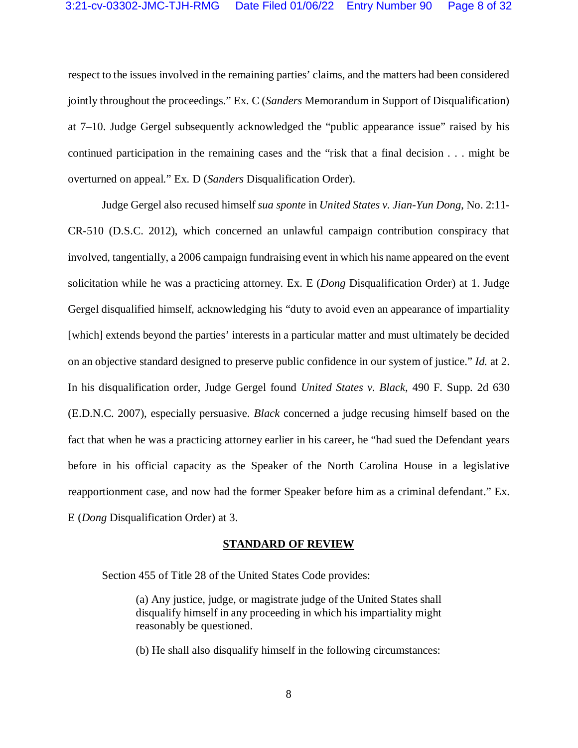respect to the issues involved in the remaining parties' claims, and the matters had been considered jointly throughout the proceedings." Ex. C (*Sanders* Memorandum in Support of Disqualification) at 7–10. Judge Gergel subsequently acknowledged the "public appearance issue" raised by his continued participation in the remaining cases and the "risk that a final decision . . . might be overturned on appeal." Ex. D (*Sanders* Disqualification Order).

Judge Gergel also recused himself *sua sponte* in *United States v. Jian-Yun Dong*, No. 2:11-CR-510 (D.S.C. 2012), which concerned an unlawful campaign contribution conspiracy that involved, tangentially, a 2006 campaign fundraising event in which his name appeared on the event solicitation while he was a practicing attorney. Ex. E (*Dong* Disqualification Order) at 1. Judge Gergel disqualified himself, acknowledging his "duty to avoid even an appearance of impartiality [which] extends beyond the parties' interests in a particular matter and must ultimately be decided on an objective standard designed to preserve public confidence in our system of justice." *Id.* at 2. In his disqualification order, Judge Gergel found *United States v. Black*, 490 F. Supp. 2d 630 (E.D.N.C. 2007), especially persuasive. *Black* concerned a judge recusing himself based on the fact that when he was a practicing attorney earlier in his career, he "had sued the Defendant years before in his official capacity as the Speaker of the North Carolina House in a legislative reapportionment case, and now had the former Speaker before him as a criminal defendant." Ex. E (*Dong* Disqualification Order) at 3.

## STANDARD OF REVIEW

Section 455 of Title 28 of the United States Code provides:

> (a) Any justice, judge, or magistrate judge of the United States shall disqualify himself in any proceeding in which his impartiality might reasonably be questioned.
>
> (b) He shall also disqualify himself in the following circumstances: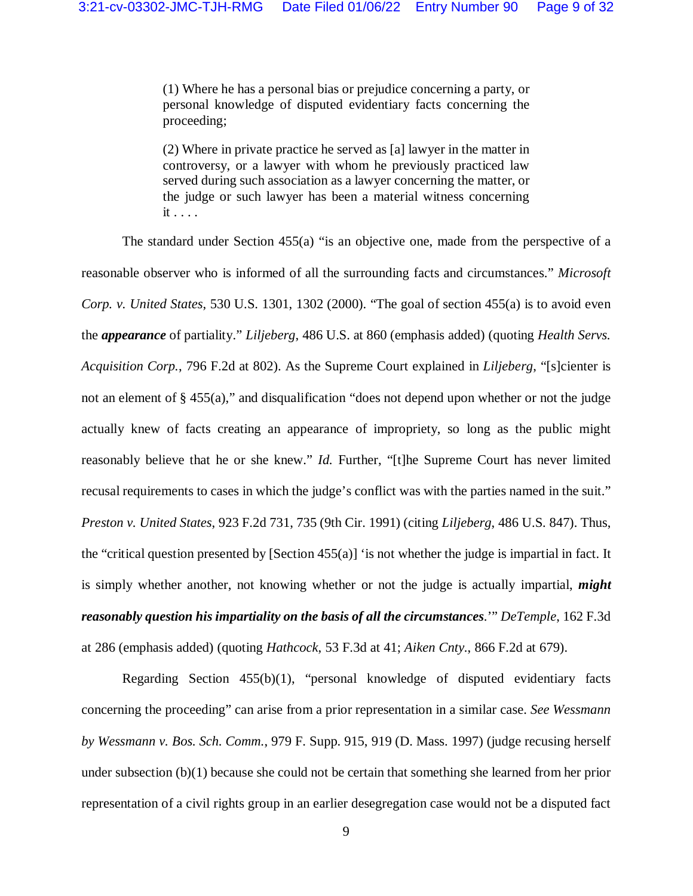> (1) Where he has a personal bias or prejudice concerning a party, or personal knowledge of disputed evidentiary facts concerning the proceeding;
>
> (2) Where in private practice he served as [a] lawyer in the matter in controversy, or a lawyer with whom he previously practiced law served during such association as a lawyer concerning the matter, or the judge or such lawyer has been a material witness concerning it . . . .

The standard under Section 455(a) "is an objective one, made from the perspective of a reasonable observer who is informed of all the surrounding facts and circumstances." *Microsoft Corp. v. United States*, 530 U.S. 1301, 1302 (2000). "The goal of section 455(a) is to avoid even the ***appearance*** of partiality." *Liljeberg*, 486 U.S. at 860 (emphasis added) (quoting *Health Servs. Acquisition Corp.*, 796 F.2d at 802). As the Supreme Court explained in *Liljeberg*, "[s]cienter is not an element of § 455(a)," and disqualification "does not depend upon whether or not the judge actually knew of facts creating an appearance of impropriety, so long as the public might reasonably believe that he or she knew." *Id.* Further, "[t]he Supreme Court has never limited recusal requirements to cases in which the judge's conflict was with the parties named in the suit." *Preston v. United States*, 923 F.2d 731, 735 (9th Cir. 1991) (citing *Liljeberg*, 486 U.S. 847). Thus, the "critical question presented by [Section 455(a)] 'is not whether the judge is impartial in fact. It is simply whether another, not knowing whether or not the judge is actually impartial, ***might reasonably question his impartiality on the basis of all the circumstances***.'" *DeTemple*, 162 F.3d at 286 (emphasis added) (quoting *Hathcock*, 53 F.3d at 41; *Aiken Cnty.*, 866 F.2d at 679).

Regarding Section 455(b)(1), "personal knowledge of disputed evidentiary facts concerning the proceeding" can arise from a prior representation in a similar case. *See Wessmann by Wessmann v. Bos. Sch. Comm.*, 979 F. Supp. 915, 919 (D. Mass. 1997) (judge recusing herself under subsection (b)(1) because she could not be certain that something she learned from her prior representation of a civil rights group in an earlier desegregation case would not be a disputed fact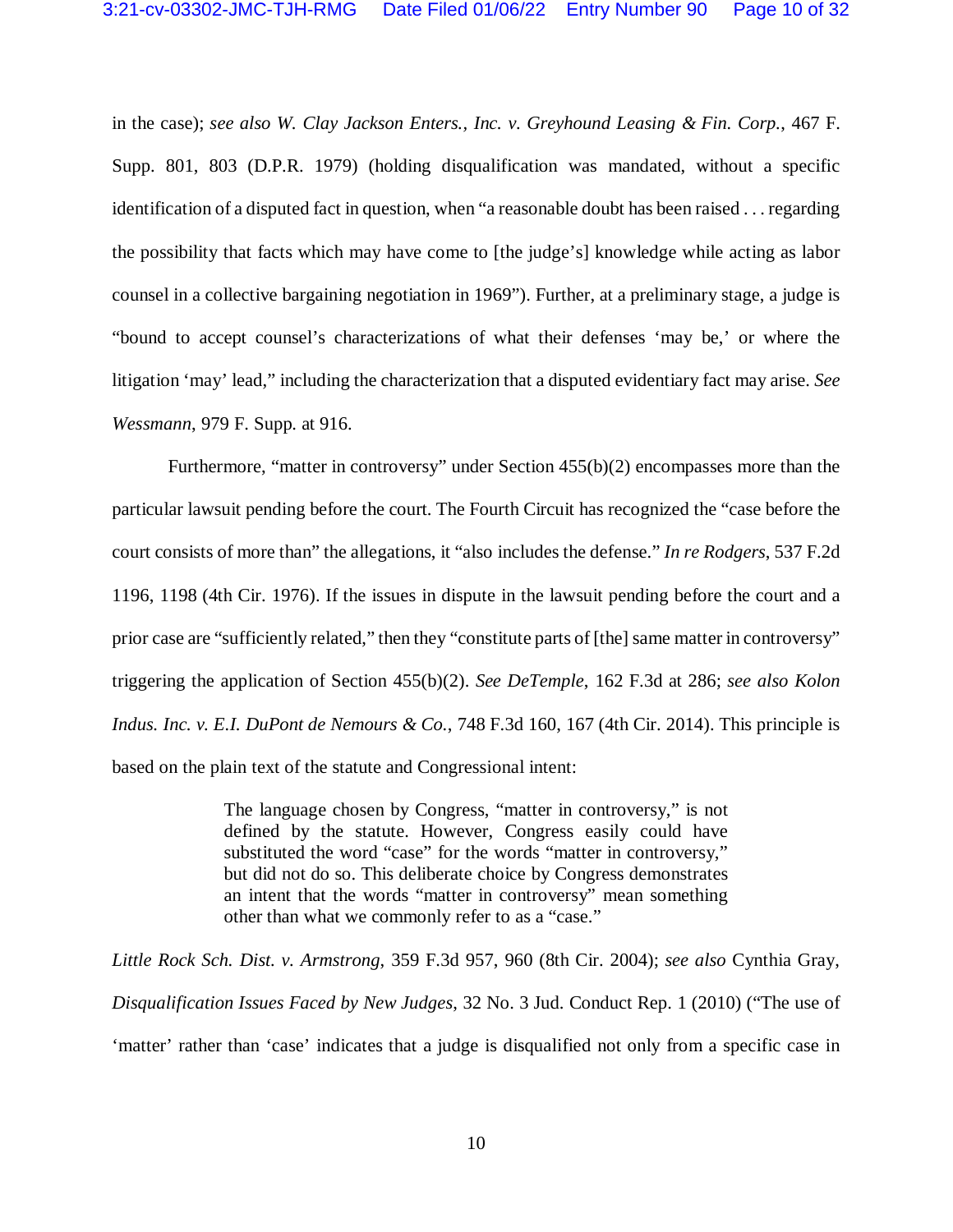in the case); *see also W. Clay Jackson Enters., Inc. v. Greyhound Leasing & Fin. Corp.*, 467 F. Supp. 801, 803 (D.P.R. 1979) (holding disqualification was mandated, without a specific identification of a disputed fact in question, when "a reasonable doubt has been raised . . . regarding the possibility that facts which may have come to [the judge's] knowledge while acting as labor counsel in a collective bargaining negotiation in 1969"). Further, at a preliminary stage, a judge is "bound to accept counsel's characterizations of what their defenses 'may be,' or where the litigation 'may' lead," including the characterization that a disputed evidentiary fact may arise. *See Wessmann*, 979 F. Supp. at 916.

Furthermore, "matter in controversy" under Section 455(b)(2) encompasses more than the particular lawsuit pending before the court. The Fourth Circuit has recognized the "case before the court consists of more than" the allegations, it "also includes the defense." *In re Rodgers*, 537 F.2d 1196, 1198 (4th Cir. 1976). If the issues in dispute in the lawsuit pending before the court and a prior case are "sufficiently related," then they "constitute parts of [the] same matter in controversy" triggering the application of Section 455(b)(2). *See DeTemple*, 162 F.3d at 286; *see also Kolon Indus. Inc. v. E.I. DuPont de Nemours & Co.*, 748 F.3d 160, 167 (4th Cir. 2014). This principle is based on the plain text of the statute and Congressional intent:

> The language chosen by Congress, "matter in controversy," is not defined by the statute. However, Congress easily could have substituted the word "case" for the words "matter in controversy," but did not do so. This deliberate choice by Congress demonstrates an intent that the words "matter in controversy" mean something other than what we commonly refer to as a "case."

*Little Rock Sch. Dist. v. Armstrong*, 359 F.3d 957, 960 (8th Cir. 2004); *see also* Cynthia Gray, *Disqualification Issues Faced by New Judges*, 32 No. 3 Jud. Conduct Rep. 1 (2010) ("The use of 'matter' rather than 'case' indicates that a judge is disqualified not only from a specific case in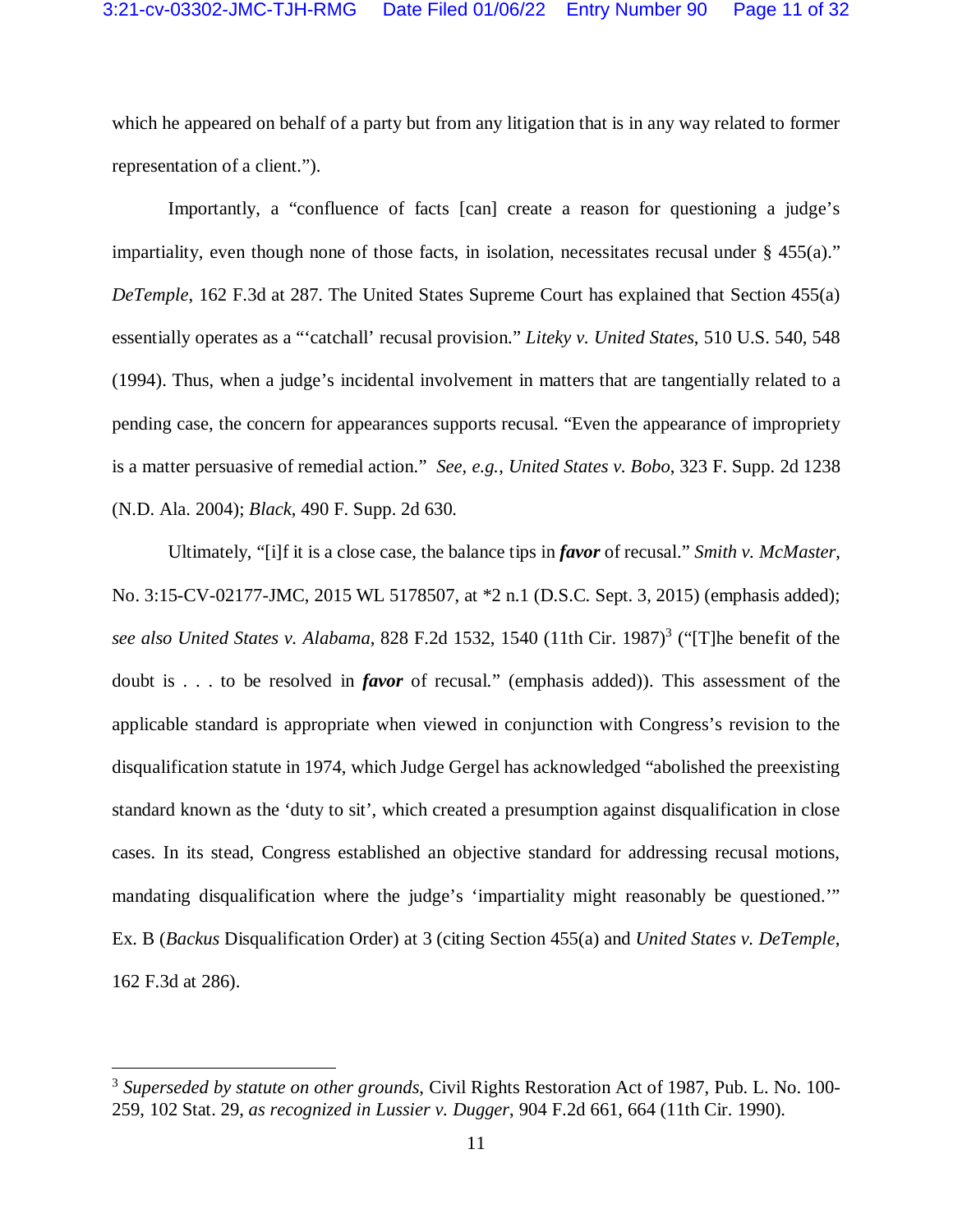which he appeared on behalf of a party but from any litigation that is in any way related to former representation of a client.").

Importantly, a "confluence of facts [can] create a reason for questioning a judge's impartiality, even though none of those facts, in isolation, necessitates recusal under § 455(a)." *DeTemple*, 162 F.3d at 287. The United States Supreme Court has explained that Section 455(a) essentially operates as a "'catchall' recusal provision." *Liteky v. United States*, 510 U.S. 540, 548 (1994). Thus, when a judge's incidental involvement in matters that are tangentially related to a pending case, the concern for appearances supports recusal. "Even the appearance of impropriety is a matter persuasive of remedial action." *See, e.g.*, *United States v. Bobo*, 323 F. Supp. 2d 1238 (N.D. Ala. 2004); *Black*, 490 F. Supp. 2d 630.

Ultimately, "[i]f it is a close case, the balance tips in ***favor*** of recusal." *Smith v. McMaster*, No. 3:15-CV-02177-JMC, 2015 WL 5178507, at *2 n.1 (D.S.C. Sept. 3, 2015) (emphasis added); *see also United States v. Alabama*, 828 F.2d 1532, 1540 (11th Cir. 1987)[3] ("[T]he benefit of the doubt is . . . to be resolved in ***favor*** of recusal." (emphasis added)). This assessment of the applicable standard is appropriate when viewed in conjunction with Congress's revision to the disqualification statute in 1974, which Judge Gergel has acknowledged "abolished the preexisting standard known as the 'duty to sit', which created a presumption against disqualification in close cases. In its stead, Congress established an objective standard for addressing recusal motions, mandating disqualification where the judge's 'impartiality might reasonably be questioned.'" Ex. B (*Backus* Disqualification Order) at 3 (citing Section 455(a) and *United States v. DeTemple*, 162 F.3d at 286).

---

[3] *Superseded by statute on other grounds*, Civil Rights Restoration Act of 1987, Pub. L. No. 100-259, 102 Stat. 29, *as recognized in Lussier v. Dugger*, 904 F.2d 661, 664 (11th Cir. 1990).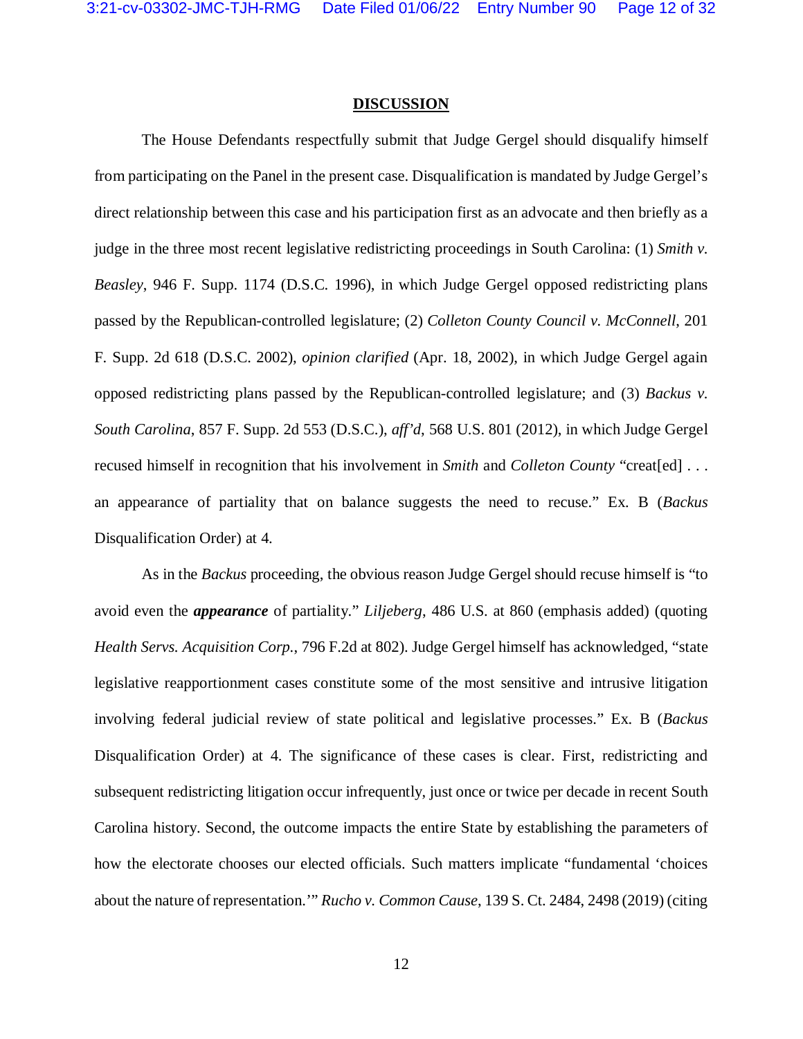**DISCUSSION**

The House Defendants respectfully submit that Judge Gergel should disqualify himself from participating on the Panel in the present case. Disqualification is mandated by Judge Gergel's direct relationship between this case and his participation first as an advocate and then briefly as a judge in the three most recent legislative redistricting proceedings in South Carolina: (1) *Smith v. Beasley*, 946 F. Supp. 1174 (D.S.C. 1996), in which Judge Gergel opposed redistricting plans passed by the Republican-controlled legislature; (2) *Colleton County Council v. McConnell*, 201 F. Supp. 2d 618 (D.S.C. 2002), *opinion clarified* (Apr. 18, 2002), in which Judge Gergel again opposed redistricting plans passed by the Republican-controlled legislature; and (3) *Backus v. South Carolina*, 857 F. Supp. 2d 553 (D.S.C.), *aff'd*, 568 U.S. 801 (2012), in which Judge Gergel recused himself in recognition that his involvement in *Smith* and *Colleton County* "creat[ed] . . . an appearance of partiality that on balance suggests the need to recuse." Ex. B (*Backus* Disqualification Order) at 4.

As in the *Backus* proceeding, the obvious reason Judge Gergel should recuse himself is "to avoid even the ***appearance*** of partiality." *Liljeberg*, 486 U.S. at 860 (emphasis added) (quoting *Health Servs. Acquisition Corp.*, 796 F.2d at 802). Judge Gergel himself has acknowledged, "state legislative reapportionment cases constitute some of the most sensitive and intrusive litigation involving federal judicial review of state political and legislative processes." Ex. B (*Backus* Disqualification Order) at 4. The significance of these cases is clear. First, redistricting and subsequent redistricting litigation occur infrequently, just once or twice per decade in recent South Carolina history. Second, the outcome impacts the entire State by establishing the parameters of how the electorate chooses our elected officials. Such matters implicate "fundamental 'choices about the nature of representation.'" *Rucho v. Common Cause*, 139 S. Ct. 2484, 2498 (2019) (citing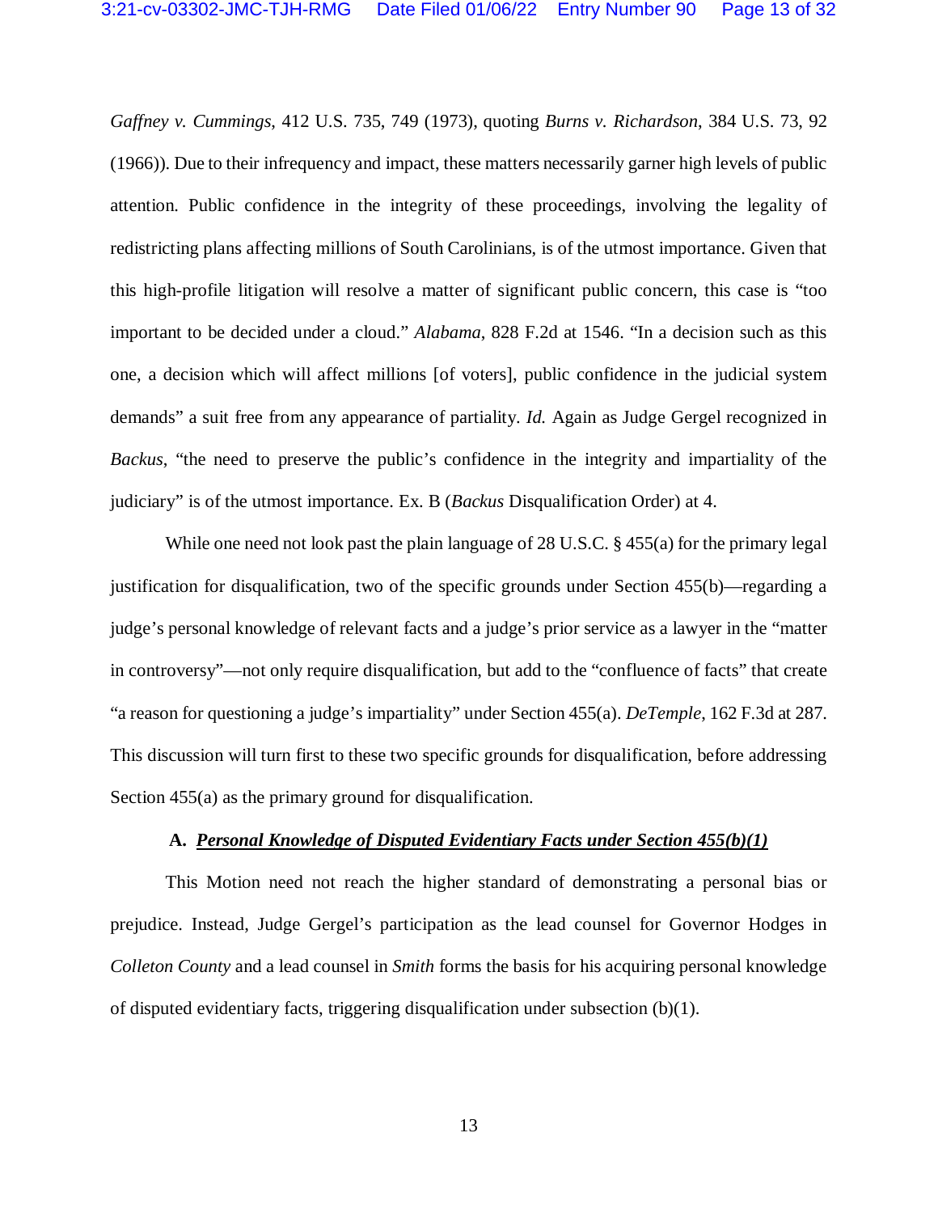*Gaffney v. Cummings*, 412 U.S. 735, 749 (1973), quoting *Burns v. Richardson*, 384 U.S. 73, 92 (1966)). Due to their infrequency and impact, these matters necessarily garner high levels of public attention. Public confidence in the integrity of these proceedings, involving the legality of redistricting plans affecting millions of South Carolinians, is of the utmost importance. Given that this high-profile litigation will resolve a matter of significant public concern, this case is "too important to be decided under a cloud." *Alabama*, 828 F.2d at 1546. "In a decision such as this one, a decision which will affect millions [of voters], public confidence in the judicial system demands" a suit free from any appearance of partiality. *Id.* Again as Judge Gergel recognized in *Backus*, "the need to preserve the public's confidence in the integrity and impartiality of the judiciary" is of the utmost importance. Ex. B (*Backus* Disqualification Order) at 4.

While one need not look past the plain language of 28 U.S.C. § 455(a) for the primary legal justification for disqualification, two of the specific grounds under Section 455(b)—regarding a judge's personal knowledge of relevant facts and a judge's prior service as a lawyer in the "matter in controversy"—not only require disqualification, but add to the "confluence of facts" that create "a reason for questioning a judge's impartiality" under Section 455(a). *DeTemple*, 162 F.3d at 287. This discussion will turn first to these two specific grounds for disqualification, before addressing Section 455(a) as the primary ground for disqualification.

### A. *Personal Knowledge of Disputed Evidentiary Facts under Section 455(b)(1)*

This Motion need not reach the higher standard of demonstrating a personal bias or prejudice. Instead, Judge Gergel's participation as the lead counsel for Governor Hodges in *Colleton County* and a lead counsel in *Smith* forms the basis for his acquiring personal knowledge of disputed evidentiary facts, triggering disqualification under subsection (b)(1).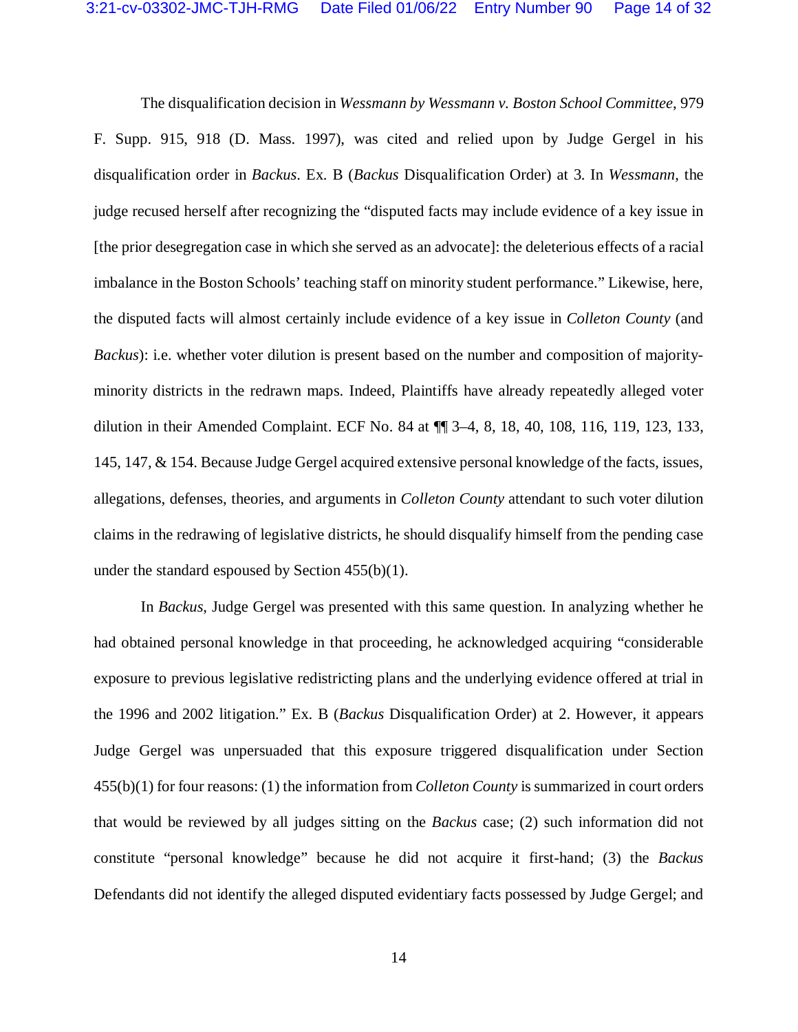The disqualification decision in *Wessmann by Wessmann v. Boston School Committee*, 979 F. Supp. 915, 918 (D. Mass. 1997), was cited and relied upon by Judge Gergel in his disqualification order in *Backus*. Ex. B (*Backus* Disqualification Order) at 3. In *Wessmann*, the judge recused herself after recognizing the "disputed facts may include evidence of a key issue in [the prior desegregation case in which she served as an advocate]: the deleterious effects of a racial imbalance in the Boston Schools' teaching staff on minority student performance." Likewise, here, the disputed facts will almost certainly include evidence of a key issue in *Colleton County* (and *Backus*): i.e. whether voter dilution is present based on the number and composition of majority-minority districts in the redrawn maps. Indeed, Plaintiffs have already repeatedly alleged voter dilution in their Amended Complaint. ECF No. 84 at ¶¶ 3–4, 8, 18, 40, 108, 116, 119, 123, 133, 145, 147, & 154. Because Judge Gergel acquired extensive personal knowledge of the facts, issues, allegations, defenses, theories, and arguments in *Colleton County* attendant to such voter dilution claims in the redrawing of legislative districts, he should disqualify himself from the pending case under the standard espoused by Section 455(b)(1).

In *Backus*, Judge Gergel was presented with this same question. In analyzing whether he had obtained personal knowledge in that proceeding, he acknowledged acquiring "considerable exposure to previous legislative redistricting plans and the underlying evidence offered at trial in the 1996 and 2002 litigation." Ex. B (*Backus* Disqualification Order) at 2. However, it appears Judge Gergel was unpersuaded that this exposure triggered disqualification under Section 455(b)(1) for four reasons: (1) the information from *Colleton County* is summarized in court orders that would be reviewed by all judges sitting on the *Backus* case; (2) such information did not constitute "personal knowledge" because he did not acquire it first-hand; (3) the *Backus* Defendants did not identify the alleged disputed evidentiary facts possessed by Judge Gergel; and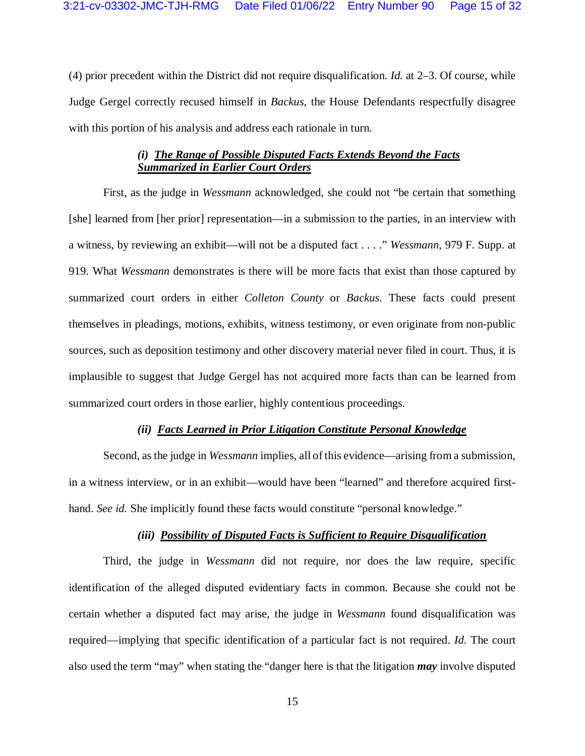(4) prior precedent within the District did not require disqualification. *Id.* at 2–3. Of course, while Judge Gergel correctly recused himself in *Backus*, the House Defendants respectfully disagree with this portion of his analysis and address each rationale in turn.

#### *(i) __The Range of Possible Disputed Facts Extends Beyond the Facts Summarized in Earlier Court Orders__*

First, as the judge in *Wessmann* acknowledged, she could not "be certain that something [she] learned from [her prior] representation—in a submission to the parties, in an interview with a witness, by reviewing an exhibit—will not be a disputed fact . . . ." *Wessmann*, 979 F. Supp. at 919. What *Wessmann* demonstrates is there will be more facts that exist than those captured by summarized court orders in either *Colleton County* or *Backus*. These facts could present themselves in pleadings, motions, exhibits, witness testimony, or even originate from non-public sources, such as deposition testimony and other discovery material never filed in court. Thus, it is implausible to suggest that Judge Gergel has not acquired more facts than can be learned from summarized court orders in those earlier, highly contentious proceedings.

#### *(ii) __Facts Learned in Prior Litigation Constitute Personal Knowledge__*

Second, as the judge in *Wessmann* implies, all of this evidence—arising from a submission, in a witness interview, or in an exhibit—would have been "learned" and therefore acquired first-hand. *See id.* She implicitly found these facts would constitute "personal knowledge."

#### *(iii) __Possibility of Disputed Facts is Sufficient to Require Disqualification__*

Third, the judge in *Wessmann* did not require, nor does the law require, specific identification of the alleged disputed evidentiary facts in common. Because she could not be certain whether a disputed fact may arise, the judge in *Wessmann* found disqualification was required—implying that specific identification of a particular fact is not required. *Id.* The court also used the term "may" when stating the "danger here is that the litigation ***may*** involve disputed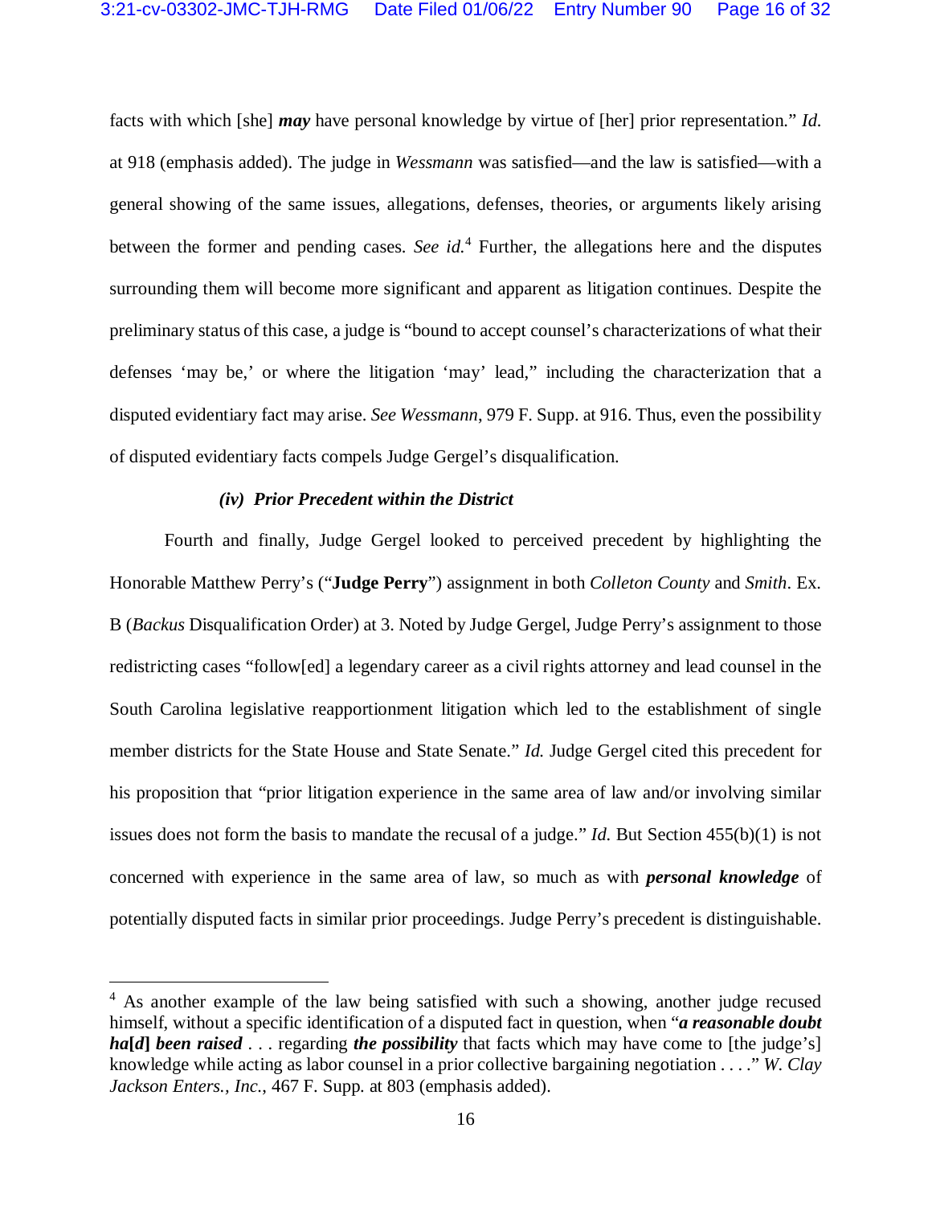facts with which [she] ***may*** have personal knowledge by virtue of [her] prior representation." *Id.* at 918 (emphasis added). The judge in *Wessmann* was satisfied—and the law is satisfied—with a general showing of the same issues, allegations, defenses, theories, or arguments likely arising between the former and pending cases. *See id.*[4] Further, the allegations here and the disputes surrounding them will become more significant and apparent as litigation continues. Despite the preliminary status of this case, a judge is "bound to accept counsel's characterizations of what their defenses 'may be,' or where the litigation 'may' lead," including the characterization that a disputed evidentiary fact may arise. *See Wessmann*, 979 F. Supp. at 916. Thus, even the possibility of disputed evidentiary facts compels Judge Gergel's disqualification.

#### *(iv) Prior Precedent within the District*

Fourth and finally, Judge Gergel looked to perceived precedent by highlighting the Honorable Matthew Perry's ("**Judge Perry**") assignment in both *Colleton County* and *Smith*. Ex. B (*Backus* Disqualification Order) at 3. Noted by Judge Gergel, Judge Perry's assignment to those redistricting cases "follow[ed] a legendary career as a civil rights attorney and lead counsel in the South Carolina legislative reapportionment litigation which led to the establishment of single member districts for the State House and State Senate." *Id.* Judge Gergel cited this precedent for his proposition that "prior litigation experience in the same area of law and/or involving similar issues does not form the basis to mandate the recusal of a judge." *Id.* But Section 455(b)(1) is not concerned with experience in the same area of law, so much as with ***personal knowledge*** of potentially disputed facts in similar prior proceedings. Judge Perry's precedent is distinguishable.

---

[4] As another example of the law being satisfied with such a showing, another judge recused himself, without a specific identification of a disputed fact in question, when "***a reasonable doubt ha[d] been raised*** . . . regarding ***the possibility*** that facts which may have come to [the judge's] knowledge while acting as labor counsel in a prior collective bargaining negotiation . . . ." *W. Clay Jackson Enters., Inc.*, 467 F. Supp. at 803 (emphasis added).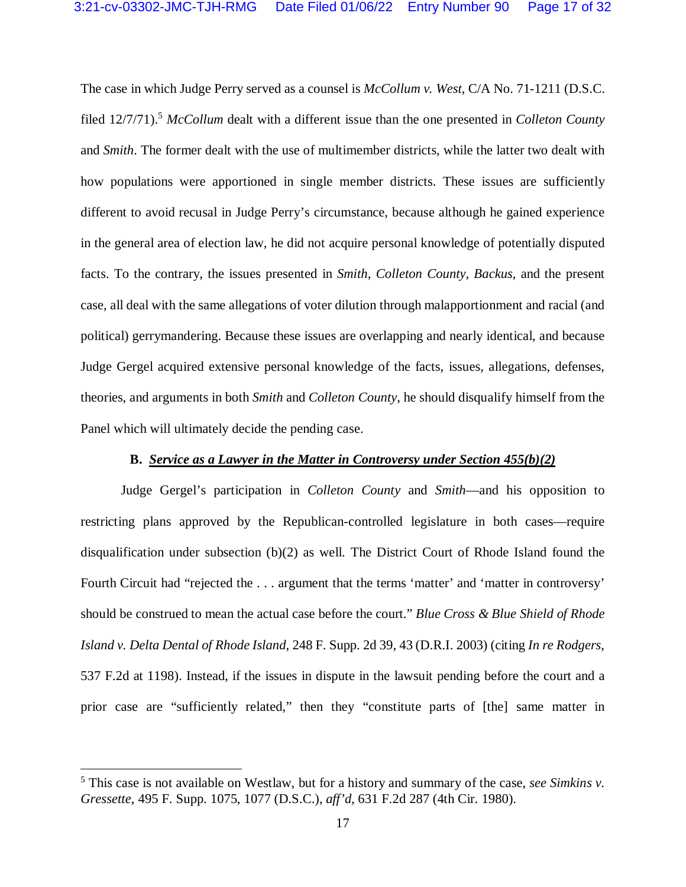The case in which Judge Perry served as a counsel is *McCollum v. West*, C/A No. 71-1211 (D.S.C. filed 12/7/71).[5] *McCollum* dealt with a different issue than the one presented in *Colleton County* and *Smith*. The former dealt with the use of multimember districts, while the latter two dealt with how populations were apportioned in single member districts. These issues are sufficiently different to avoid recusal in Judge Perry's circumstance, because although he gained experience in the general area of election law, he did not acquire personal knowledge of potentially disputed facts. To the contrary, the issues presented in *Smith*, *Colleton County*, *Backus*, and the present case, all deal with the same allegations of voter dilution through malapportionment and racial (and political) gerrymandering. Because these issues are overlapping and nearly identical, and because Judge Gergel acquired extensive personal knowledge of the facts, issues, allegations, defenses, theories, and arguments in both *Smith* and *Colleton County*, he should disqualify himself from the Panel which will ultimately decide the pending case.

### B. ***Service as a Lawyer in the Matter in Controversy under Section 455(b)(2)***

Judge Gergel's participation in *Colleton County* and *Smith*—and his opposition to restricting plans approved by the Republican-controlled legislature in both cases—require disqualification under subsection (b)(2) as well. The District Court of Rhode Island found the Fourth Circuit had "rejected the . . . argument that the terms 'matter' and 'matter in controversy' should be construed to mean the actual case before the court." *Blue Cross & Blue Shield of Rhode Island v. Delta Dental of Rhode Island*, 248 F. Supp. 2d 39, 43 (D.R.I. 2003) (citing *In re Rodgers*, 537 F.2d at 1198). Instead, if the issues in dispute in the lawsuit pending before the court and a prior case are "sufficiently related," then they "constitute parts of [the] same matter in

---

[5] This case is not available on Westlaw, but for a history and summary of the case, *see Simkins v. Gressette*, 495 F. Supp. 1075, 1077 (D.S.C.), *aff'd*, 631 F.2d 287 (4th Cir. 1980).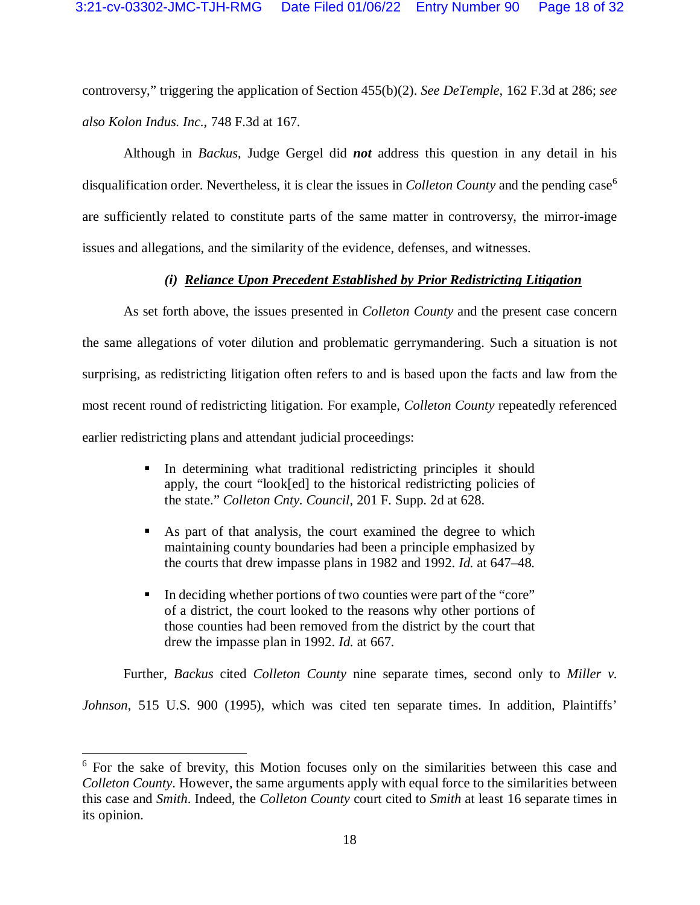controversy," triggering the application of Section 455(b)(2). *See DeTemple*, 162 F.3d at 286; *see also Kolon Indus. Inc.*, 748 F.3d at 167.

Although in *Backus*, Judge Gergel did ***not*** address this question in any detail in his disqualification order. Nevertheless, it is clear the issues in *Colleton County* and the pending case[6] are sufficiently related to constitute parts of the same matter in controversy, the mirror-image issues and allegations, and the similarity of the evidence, defenses, and witnesses.

***(i) <u>Reliance Upon Precedent Established by Prior Redistricting Litigation</u>***

As set forth above, the issues presented in *Colleton County* and the present case concern the same allegations of voter dilution and problematic gerrymandering. Such a situation is not surprising, as redistricting litigation often refers to and is based upon the facts and law from the most recent round of redistricting litigation. For example, *Colleton County* repeatedly referenced earlier redistricting plans and attendant judicial proceedings:

- In determining what traditional redistricting principles it should apply, the court "look[ed] to the historical redistricting policies of the state." *Colleton Cnty. Council*, 201 F. Supp. 2d at 628.
- As part of that analysis, the court examined the degree to which maintaining county boundaries had been a principle emphasized by the courts that drew impasse plans in 1982 and 1992. *Id.* at 647–48.
- In deciding whether portions of two counties were part of the "core" of a district, the court looked to the reasons why other portions of those counties had been removed from the district by the court that drew the impasse plan in 1992. *Id.* at 667.

Further, *Backus* cited *Colleton County* nine separate times, second only to *Miller v. Johnson*, 515 U.S. 900 (1995), which was cited ten separate times. In addition, Plaintiffs'

---

[6] For the sake of brevity, this Motion focuses only on the similarities between this case and *Colleton County*. However, the same arguments apply with equal force to the similarities between this case and *Smith*. Indeed, the *Colleton County* court cited to *Smith* at least 16 separate times in its opinion.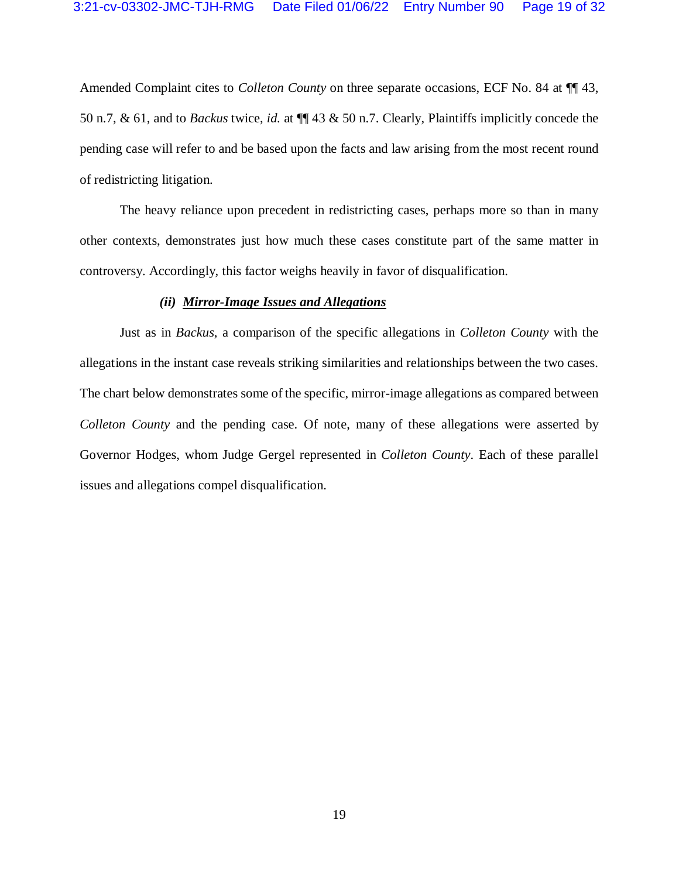Amended Complaint cites to *Colleton County* on three separate occasions, ECF No. 84 at ¶¶ 43, 50 n.7, & 61, and to *Backus* twice, *id.* at ¶¶ 43 & 50 n.7. Clearly, Plaintiffs implicitly concede the pending case will refer to and be based upon the facts and law arising from the most recent round of redistricting litigation.

The heavy reliance upon precedent in redistricting cases, perhaps more so than in many other contexts, demonstrates just how much these cases constitute part of the same matter in controversy. Accordingly, this factor weighs heavily in favor of disqualification.

***(ii) <u>Mirror-Image Issues and Allegations</u>***

Just as in *Backus*, a comparison of the specific allegations in *Colleton County* with the allegations in the instant case reveals striking similarities and relationships between the two cases. The chart below demonstrates some of the specific, mirror-image allegations as compared between *Colleton County* and the pending case. Of note, many of these allegations were asserted by Governor Hodges, whom Judge Gergel represented in *Colleton County*. Each of these parallel issues and allegations compel disqualification.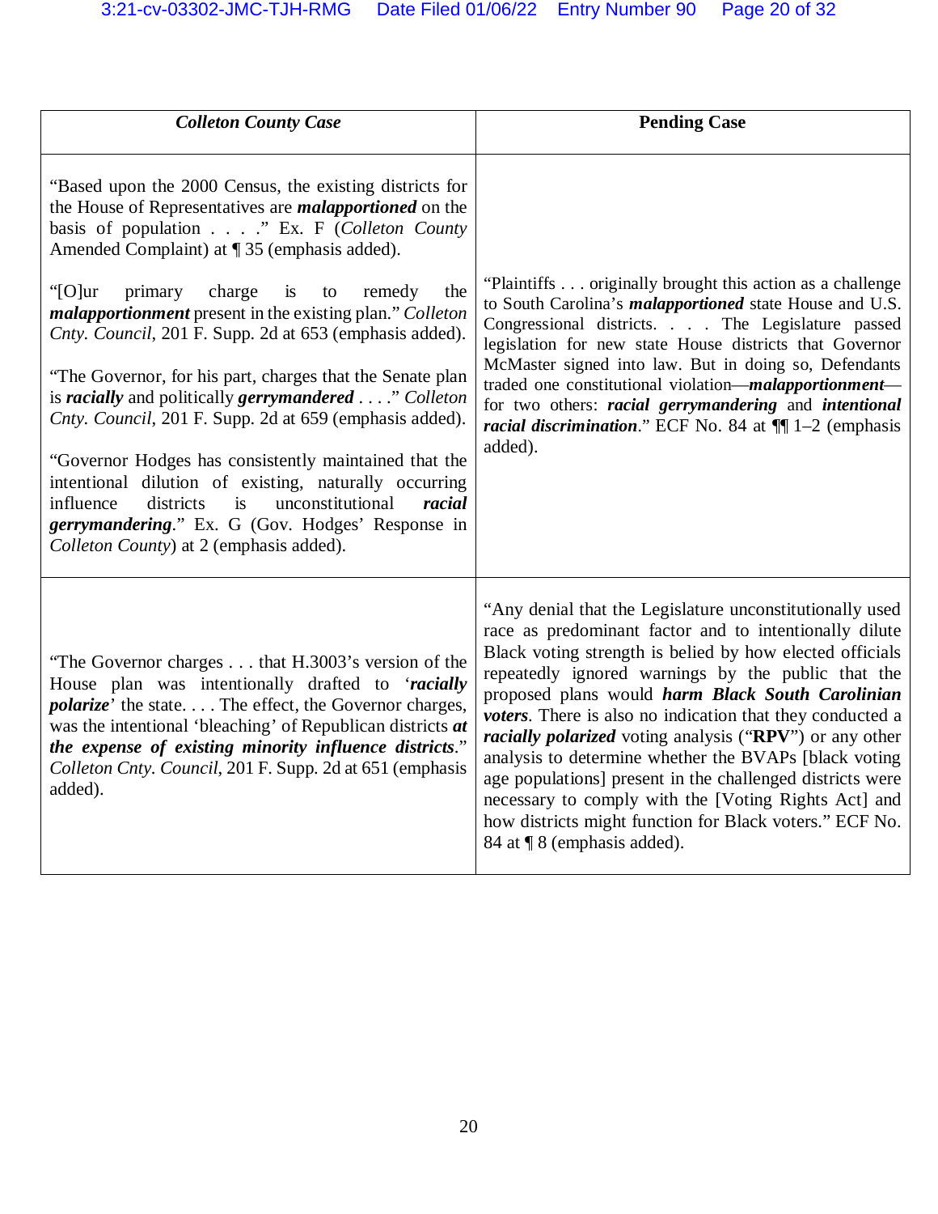| ***Colleton County Case*** | **Pending Case** |
| --- | --- |
| "Based upon the 2000 Census, the existing districts for the House of Representatives are ***malapportioned*** on the basis of population . . . ." Ex. F (*Colleton County* Amended Complaint) at ¶ 35 (emphasis added).<br><br>"[O]ur primary charge is to remedy the ***malapportionment*** present in the existing plan." *Colleton Cnty. Council*, 201 F. Supp. 2d at 653 (emphasis added).<br><br>"The Governor, for his part, charges that the Senate plan is ***racially*** and politically ***gerrymandered*** . . . ." *Colleton Cnty. Council*, 201 F. Supp. 2d at 659 (emphasis added).<br><br>"Governor Hodges has consistently maintained that the intentional dilution of existing, naturally occurring influence districts is unconstitutional ***racial gerrymandering***." Ex. G (Gov. Hodges' Response in *Colleton County*) at 2 (emphasis added). | "Plaintiffs . . . originally brought this action as a challenge to South Carolina's ***malapportioned*** state House and U.S. Congressional districts. . . . The Legislature passed legislation for new state House districts that Governor McMaster signed into law. But in doing so, Defendants traded one constitutional violation—***malapportionment***—for two others: ***racial gerrymandering*** and ***intentional racial discrimination***." ECF No. 84 at ¶¶ 1–2 (emphasis added). |
| "The Governor charges . . . that H.3003's version of the House plan was intentionally drafted to '***racially polarize***' the state. . . . The effect, the Governor charges, was the intentional 'bleaching' of Republican districts ***at the expense of existing minority influence districts***." *Colleton Cnty. Council*, 201 F. Supp. 2d at 651 (emphasis added). | "Any denial that the Legislature unconstitutionally used race as predominant factor and to intentionally dilute Black voting strength is belied by how elected officials repeatedly ignored warnings by the public that the proposed plans would ***harm Black South Carolinian voters***. There is also no indication that they conducted a ***racially polarized*** voting analysis ("**RPV**") or any other analysis to determine whether the BVAPs [black voting age populations] present in the challenged districts were necessary to comply with the [Voting Rights Act] and how districts might function for Black voters." ECF No. 84 at ¶ 8 (emphasis added). |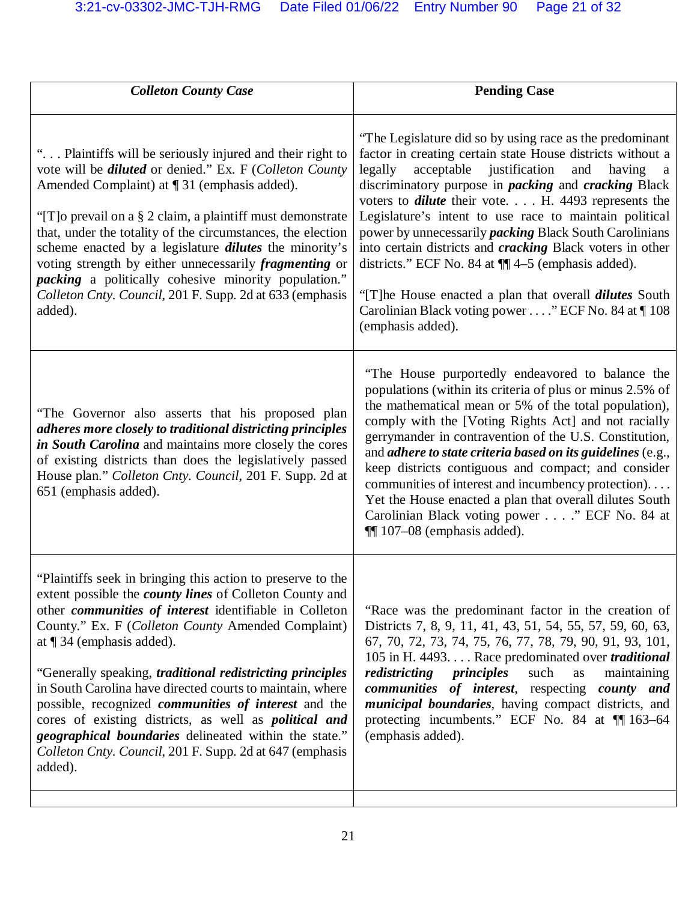| *Colleton County Case* | Pending Case |
|---|---|
| ". . . Plaintiffs will be seriously injured and their right to vote will be ***diluted*** or denied." Ex. F (*Colleton County* Amended Complaint) at ¶ 31 (emphasis added).<br><br>"[T]o prevail on a § 2 claim, a plaintiff must demonstrate that, under the totality of the circumstances, the election scheme enacted by a legislature ***dilutes*** the minority's voting strength by either unnecessarily ***fragmenting*** or ***packing*** a politically cohesive minority population." *Colleton Cnty. Council*, 201 F. Supp. 2d at 633 (emphasis added). | "The Legislature did so by using race as the predominant factor in creating certain state House districts without a legally acceptable justification and having a discriminatory purpose in ***packing*** and ***cracking*** Black voters to ***dilute*** their vote. . . . H. 4493 represents the Legislature's intent to use race to maintain political power by unnecessarily ***packing*** Black South Carolinians into certain districts and ***cracking*** Black voters in other districts." ECF No. 84 at ¶¶ 4–5 (emphasis added).<br><br>"[T]he House enacted a plan that overall ***dilutes*** South Carolinian Black voting power . . . ." ECF No. 84 at ¶ 108 (emphasis added). |
| "The Governor also asserts that his proposed plan ***adheres more closely to traditional districting principles in South Carolina*** and maintains more closely the cores of existing districts than does the legislatively passed House plan." *Colleton Cnty. Council*, 201 F. Supp. 2d at 651 (emphasis added). | "The House purportedly endeavored to balance the populations (within its criteria of plus or minus 2.5% of the mathematical mean or 5% of the total population), comply with the [Voting Rights Act] and not racially gerrymander in contravention of the U.S. Constitution, and ***adhere to state criteria based on its guidelines*** (e.g., keep districts contiguous and compact; and consider communities of interest and incumbency protection). . . . Yet the House enacted a plan that overall dilutes South Carolinian Black voting power . . . ." ECF No. 84 at ¶¶ 107–08 (emphasis added). |
| "Plaintiffs seek in bringing this action to preserve to the extent possible the ***county lines*** of Colleton County and other ***communities of interest*** identifiable in Colleton County." Ex. F (*Colleton County* Amended Complaint) at ¶ 34 (emphasis added).<br><br>"Generally speaking, ***traditional redistricting principles*** in South Carolina have directed courts to maintain, where possible, recognized ***communities of interest*** and the cores of existing districts, as well as ***political and geographical boundaries*** delineated within the state." *Colleton Cnty. Council*, 201 F. Supp. 2d at 647 (emphasis added). | "Race was the predominant factor in the creation of Districts 7, 8, 9, 11, 41, 43, 51, 54, 55, 57, 59, 60, 63, 67, 70, 72, 73, 74, 75, 76, 77, 78, 79, 90, 91, 93, 101, 105 in H. 4493. . . . Race predominated over ***traditional redistricting principles*** such as maintaining ***communities of interest***, respecting ***county and municipal boundaries***, having compact districts, and protecting incumbents." ECF No. 84 at ¶¶ 163–64 (emphasis added). |
| | |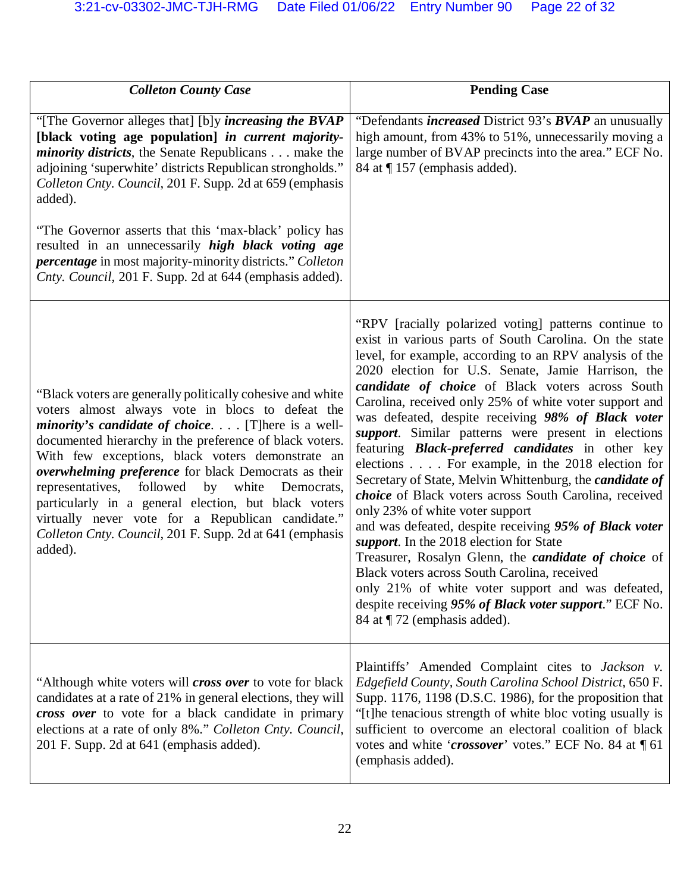| *Colleton County Case* | **Pending Case** |
|---|---|
| "[The Governor alleges that] [b]y ***increasing the BVAP* [black voting age population] *in current majority-minority districts***, the Senate Republicans . . . make the adjoining 'superwhite' districts Republican strongholds." *Colleton Cnty. Council*, 201 F. Supp. 2d at 659 (emphasis added).<br><br>"The Governor asserts that this 'max-black' policy has resulted in an unnecessarily ***high black voting age percentage*** in most majority-minority districts." *Colleton Cnty. Council*, 201 F. Supp. 2d at 644 (emphasis added). | "Defendants ***increased*** District 93's ***BVAP*** an unusually high amount, from 43% to 51%, unnecessarily moving a large number of BVAP precincts into the area." ECF No. 84 at ¶ 157 (emphasis added). |
| "Black voters are generally politically cohesive and white voters almost always vote in blocs to defeat the ***minority's candidate of choice***. . . . [T]here is a well-documented hierarchy in the preference of black voters. With few exceptions, black voters demonstrate an ***overwhelming preference*** for black Democrats as their representatives, followed by white Democrats, particularly in a general election, but black voters virtually never vote for a Republican candidate." *Colleton Cnty. Council*, 201 F. Supp. 2d at 641 (emphasis added). | "RPV [racially polarized voting] patterns continue to exist in various parts of South Carolina. On the state level, for example, according to an RPV analysis of the 2020 election for U.S. Senate, Jamie Harrison, the ***candidate of choice*** of Black voters across South Carolina, received only 25% of white voter support and was defeated, despite receiving ***98% of Black voter support***. Similar patterns were present in elections featuring ***Black-preferred candidates*** in other key elections . . . . For example, in the 2018 election for Secretary of State, Melvin Whittenburg, the ***candidate of choice*** of Black voters across South Carolina, received only 23% of white voter support and was defeated, despite receiving ***95% of Black voter support***. In the 2018 election for State Treasurer, Rosalyn Glenn, the ***candidate of choice*** of Black voters across South Carolina, received only 21% of white voter support and was defeated, despite receiving ***95% of Black voter support***." ECF No. 84 at ¶ 72 (emphasis added). |
| "Although white voters will ***cross over*** to vote for black candidates at a rate of 21% in general elections, they will ***cross over*** to vote for a black candidate in primary elections at a rate of only 8%." *Colleton Cnty. Council*, 201 F. Supp. 2d at 641 (emphasis added). | Plaintiffs' Amended Complaint cites to *Jackson v. Edgefield County, South Carolina School District*, 650 F. Supp. 1176, 1198 (D.S.C. 1986), for the proposition that "[t]he tenacious strength of white bloc voting usually is sufficient to overcome an electoral coalition of black votes and white '***crossover***' votes." ECF No. 84 at ¶ 61 (emphasis added). |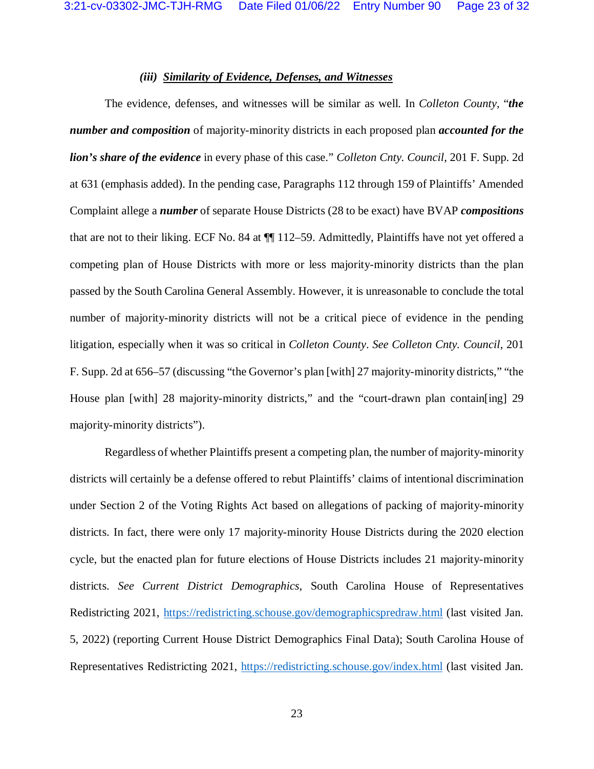#### *(iii) Similarity of Evidence, Defenses, and Witnesses*

The evidence, defenses, and witnesses will be similar as well. In *Colleton County*, "***the number and composition*** of majority-minority districts in each proposed plan ***accounted for the lion's share of the evidence*** in every phase of this case." *Colleton Cnty. Council*, 201 F. Supp. 2d at 631 (emphasis added). In the pending case, Paragraphs 112 through 159 of Plaintiffs' Amended Complaint allege a ***number*** of separate House Districts (28 to be exact) have BVAP ***compositions*** that are not to their liking. ECF No. 84 at ¶¶ 112–59. Admittedly, Plaintiffs have not yet offered a competing plan of House Districts with more or less majority-minority districts than the plan passed by the South Carolina General Assembly. However, it is unreasonable to conclude the total number of majority-minority districts will not be a critical piece of evidence in the pending litigation, especially when it was so critical in *Colleton County*. *See Colleton Cnty. Council*, 201 F. Supp. 2d at 656–57 (discussing "the Governor's plan [with] 27 majority-minority districts," "the House plan [with] 28 majority-minority districts," and the "court-drawn plan contain[ing] 29 majority-minority districts").

Regardless of whether Plaintiffs present a competing plan, the number of majority-minority districts will certainly be a defense offered to rebut Plaintiffs' claims of intentional discrimination under Section 2 of the Voting Rights Act based on allegations of packing of majority-minority districts. In fact, there were only 17 majority-minority House Districts during the 2020 election cycle, but the enacted plan for future elections of House Districts includes 21 majority-minority districts. *See Current District Demographics*, South Carolina House of Representatives Redistricting 2021, https://redistricting.schouse.gov/demographicspredraw.html (last visited Jan. 5, 2022) (reporting Current House District Demographics Final Data); South Carolina House of Representatives Redistricting 2021, https://redistricting.schouse.gov/index.html (last visited Jan.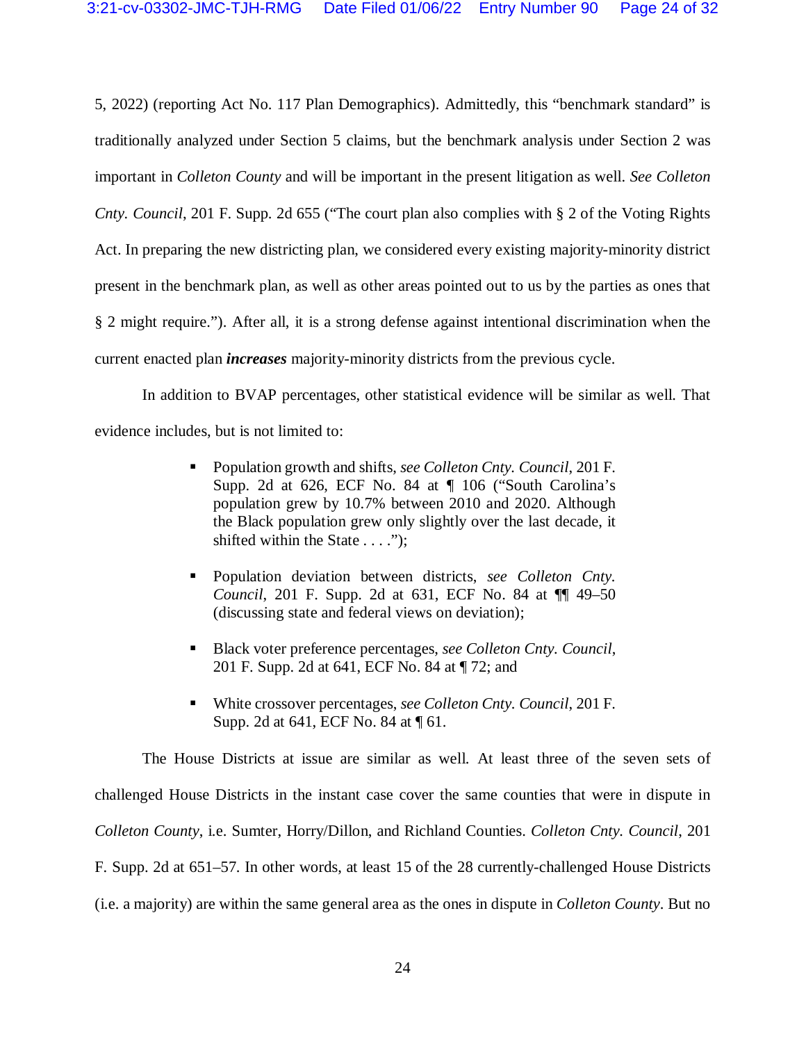5, 2022) (reporting Act No. 117 Plan Demographics). Admittedly, this "benchmark standard" is traditionally analyzed under Section 5 claims, but the benchmark analysis under Section 2 was important in *Colleton County* and will be important in the present litigation as well. *See Colleton Cnty. Council*, 201 F. Supp. 2d 655 ("The court plan also complies with § 2 of the Voting Rights Act. In preparing the new districting plan, we considered every existing majority-minority district present in the benchmark plan, as well as other areas pointed out to us by the parties as ones that § 2 might require."). After all, it is a strong defense against intentional discrimination when the current enacted plan ***increases*** majority-minority districts from the previous cycle.

In addition to BVAP percentages, other statistical evidence will be similar as well. That evidence includes, but is not limited to:

- Population growth and shifts, *see Colleton Cnty. Council*, 201 F. Supp. 2d at 626, ECF No. 84 at ¶ 106 ("South Carolina's population grew by 10.7% between 2010 and 2020. Although the Black population grew only slightly over the last decade, it shifted within the State . . . .");
- Population deviation between districts, *see Colleton Cnty. Council*, 201 F. Supp. 2d at 631, ECF No. 84 at ¶¶ 49–50 (discussing state and federal views on deviation);
- Black voter preference percentages, *see Colleton Cnty. Council*, 201 F. Supp. 2d at 641, ECF No. 84 at ¶ 72; and
- White crossover percentages, *see Colleton Cnty. Council*, 201 F. Supp. 2d at 641, ECF No. 84 at ¶ 61.

The House Districts at issue are similar as well. At least three of the seven sets of challenged House Districts in the instant case cover the same counties that were in dispute in *Colleton County*, i.e. Sumter, Horry/Dillon, and Richland Counties. *Colleton Cnty. Council*, 201 F. Supp. 2d at 651–57. In other words, at least 15 of the 28 currently-challenged House Districts (i.e. a majority) are within the same general area as the ones in dispute in *Colleton County*. But no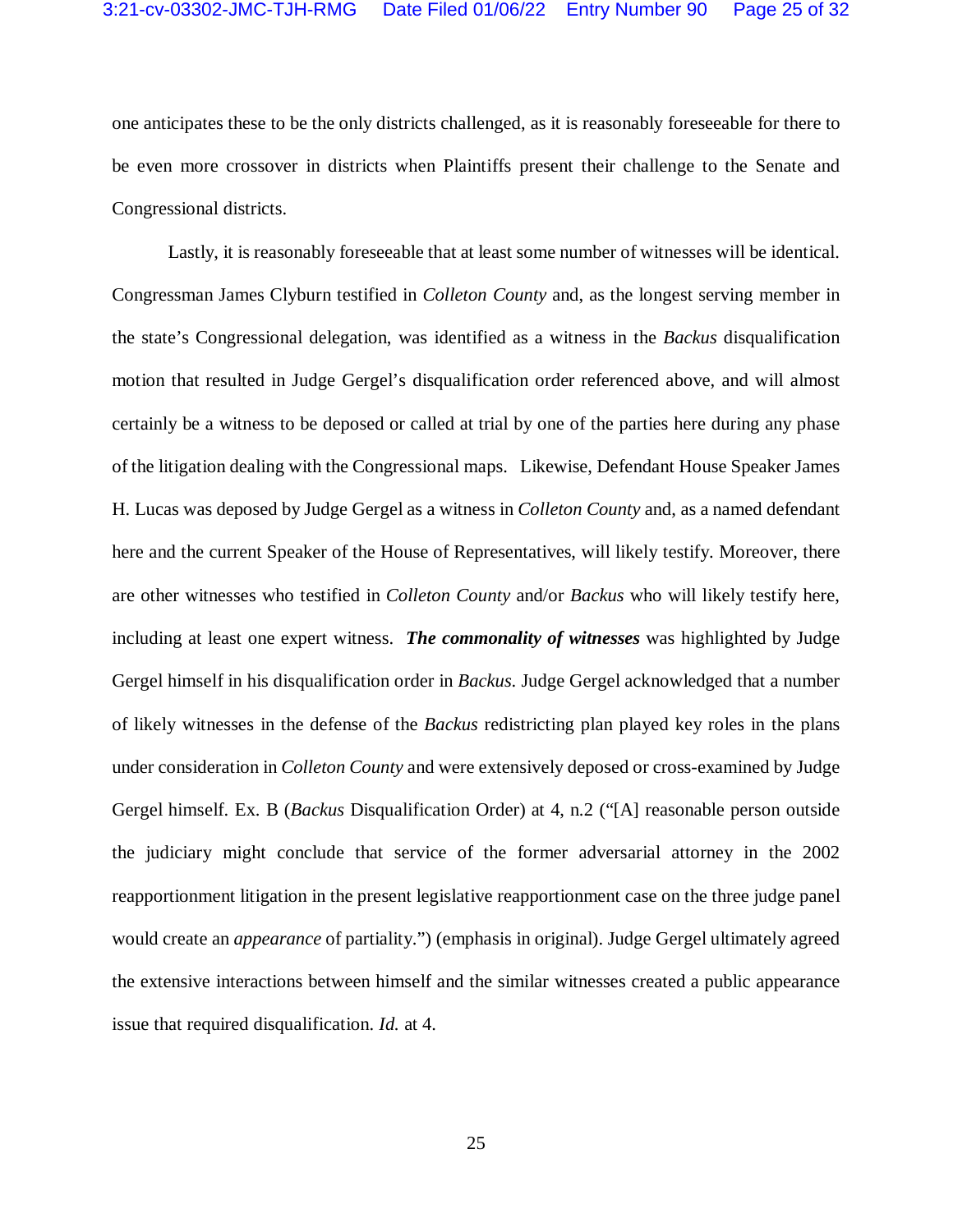one anticipates these to be the only districts challenged, as it is reasonably foreseeable for there to be even more crossover in districts when Plaintiffs present their challenge to the Senate and Congressional districts.

Lastly, it is reasonably foreseeable that at least some number of witnesses will be identical. Congressman James Clyburn testified in *Colleton County* and, as the longest serving member in the state's Congressional delegation, was identified as a witness in the *Backus* disqualification motion that resulted in Judge Gergel's disqualification order referenced above, and will almost certainly be a witness to be deposed or called at trial by one of the parties here during any phase of the litigation dealing with the Congressional maps. Likewise, Defendant House Speaker James H. Lucas was deposed by Judge Gergel as a witness in *Colleton County* and, as a named defendant here and the current Speaker of the House of Representatives, will likely testify. Moreover, there are other witnesses who testified in *Colleton County* and/or *Backus* who will likely testify here, including at least one expert witness. ***The commonality of witnesses*** was highlighted by Judge Gergel himself in his disqualification order in *Backus.* Judge Gergel acknowledged that a number of likely witnesses in the defense of the *Backus* redistricting plan played key roles in the plans under consideration in *Colleton County* and were extensively deposed or cross-examined by Judge Gergel himself. Ex. B (*Backus* Disqualification Order) at 4, n.2 ("[A] reasonable person outside the judiciary might conclude that service of the former adversarial attorney in the 2002 reapportionment litigation in the present legislative reapportionment case on the three judge panel would create an *appearance* of partiality.") (emphasis in original). Judge Gergel ultimately agreed the extensive interactions between himself and the similar witnesses created a public appearance issue that required disqualification. *Id.* at 4.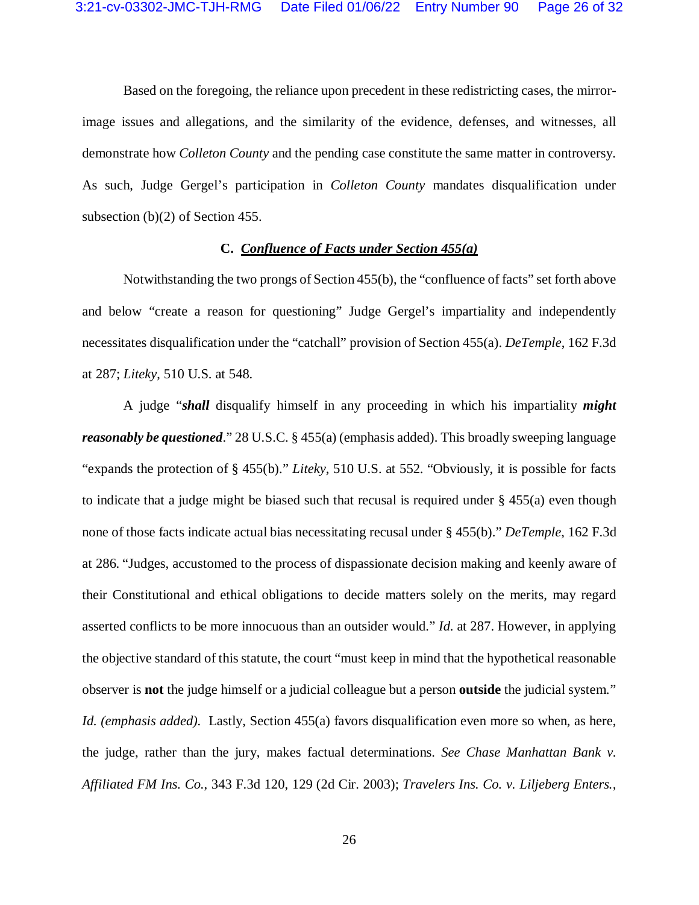Based on the foregoing, the reliance upon precedent in these redistricting cases, the mirror-image issues and allegations, and the similarity of the evidence, defenses, and witnesses, all demonstrate how *Colleton County* and the pending case constitute the same matter in controversy. As such, Judge Gergel's participation in *Colleton County* mandates disqualification under subsection (b)(2) of Section 455.

### C. *Confluence of Facts under Section 455(a)*

Notwithstanding the two prongs of Section 455(b), the "confluence of facts" set forth above and below "create a reason for questioning" Judge Gergel's impartiality and independently necessitates disqualification under the "catchall" provision of Section 455(a). *DeTemple*, 162 F.3d at 287; *Liteky*, 510 U.S. at 548.

A judge "***shall*** disqualify himself in any proceeding in which his impartiality ***might reasonably be questioned***." 28 U.S.C. § 455(a) (emphasis added). This broadly sweeping language "expands the protection of § 455(b)." *Liteky*, 510 U.S. at 552. "Obviously, it is possible for facts to indicate that a judge might be biased such that recusal is required under § 455(a) even though none of those facts indicate actual bias necessitating recusal under § 455(b)." *DeTemple*, 162 F.3d at 286. "Judges, accustomed to the process of dispassionate decision making and keenly aware of their Constitutional and ethical obligations to decide matters solely on the merits, may regard asserted conflicts to be more innocuous than an outsider would." *Id.* at 287. However, in applying the objective standard of this statute, the court "must keep in mind that the hypothetical reasonable observer is **not** the judge himself or a judicial colleague but a person **outside** the judicial system." *Id. (emphasis added).* Lastly, Section 455(a) favors disqualification even more so when, as here, the judge, rather than the jury, makes factual determinations. *See Chase Manhattan Bank v. Affiliated FM Ins. Co.*, 343 F.3d 120, 129 (2d Cir. 2003); *Travelers Ins. Co. v. Liljeberg Enters.*,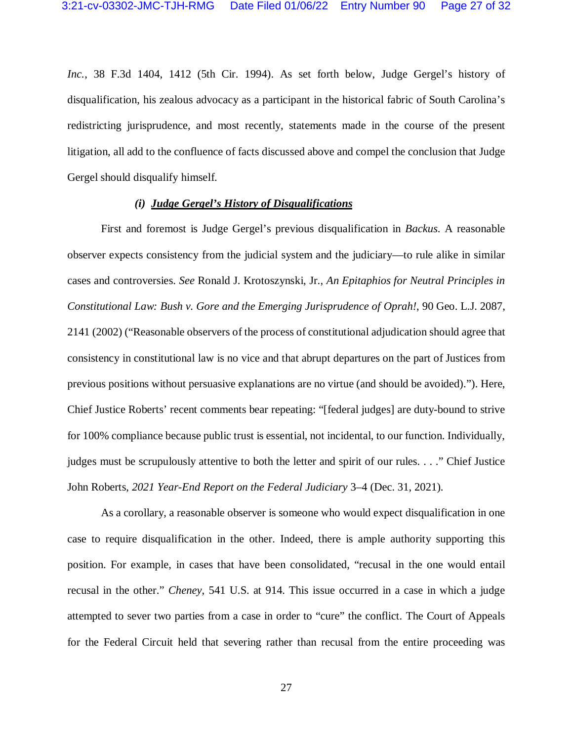*Inc.*, 38 F.3d 1404, 1412 (5th Cir. 1994). As set forth below, Judge Gergel's history of disqualification, his zealous advocacy as a participant in the historical fabric of South Carolina's redistricting jurisprudence, and most recently, statements made in the course of the present litigation, all add to the confluence of facts discussed above and compel the conclusion that Judge Gergel should disqualify himself.

***(i) Judge Gergel's History of Disqualifications***

First and foremost is Judge Gergel's previous disqualification in *Backus*. A reasonable observer expects consistency from the judicial system and the judiciary—to rule alike in similar cases and controversies. *See* Ronald J. Krotoszynski, Jr., *An Epitaphios for Neutral Principles in Constitutional Law: Bush v. Gore and the Emerging Jurisprudence of Oprah!*, 90 Geo. L.J. 2087, 2141 (2002) ("Reasonable observers of the process of constitutional adjudication should agree that consistency in constitutional law is no vice and that abrupt departures on the part of Justices from previous positions without persuasive explanations are no virtue (and should be avoided)."). Here, Chief Justice Roberts' recent comments bear repeating: "[federal judges] are duty-bound to strive for 100% compliance because public trust is essential, not incidental, to our function. Individually, judges must be scrupulously attentive to both the letter and spirit of our rules. . . ." Chief Justice John Roberts, *2021 Year-End Report on the Federal Judiciary* 3–4 (Dec. 31, 2021).

As a corollary, a reasonable observer is someone who would expect disqualification in one case to require disqualification in the other. Indeed, there is ample authority supporting this position. For example, in cases that have been consolidated, "recusal in the one would entail recusal in the other." *Cheney*, 541 U.S. at 914. This issue occurred in a case in which a judge attempted to sever two parties from a case in order to "cure" the conflict. The Court of Appeals for the Federal Circuit held that severing rather than recusal from the entire proceeding was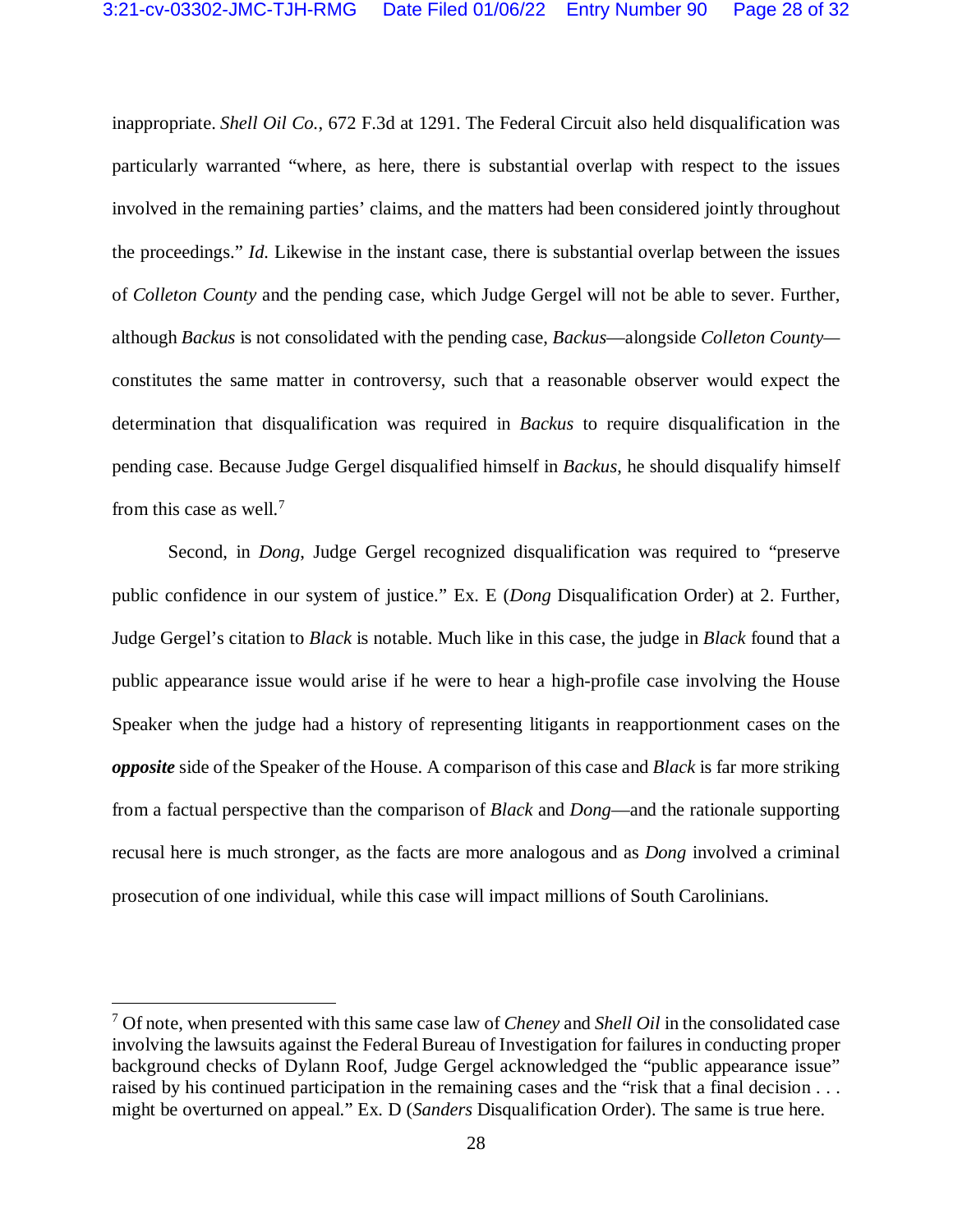inappropriate. *Shell Oil Co.*, 672 F.3d at 1291. The Federal Circuit also held disqualification was particularly warranted "where, as here, there is substantial overlap with respect to the issues involved in the remaining parties' claims, and the matters had been considered jointly throughout the proceedings." *Id.* Likewise in the instant case, there is substantial overlap between the issues of *Colleton County* and the pending case, which Judge Gergel will not be able to sever. Further, although *Backus* is not consolidated with the pending case, *Backus*—alongside *Colleton County*—constitutes the same matter in controversy, such that a reasonable observer would expect the determination that disqualification was required in *Backus* to require disqualification in the pending case. Because Judge Gergel disqualified himself in *Backus*, he should disqualify himself from this case as well.[7]

Second, in *Dong*, Judge Gergel recognized disqualification was required to "preserve public confidence in our system of justice." Ex. E (*Dong* Disqualification Order) at 2. Further, Judge Gergel's citation to *Black* is notable. Much like in this case, the judge in *Black* found that a public appearance issue would arise if he were to hear a high-profile case involving the House Speaker when the judge had a history of representing litigants in reapportionment cases on the ***opposite*** side of the Speaker of the House. A comparison of this case and *Black* is far more striking from a factual perspective than the comparison of *Black* and *Dong*—and the rationale supporting recusal here is much stronger, as the facts are more analogous and as *Dong* involved a criminal prosecution of one individual, while this case will impact millions of South Carolinians.

---

[7] Of note, when presented with this same case law of *Cheney* and *Shell Oil* in the consolidated case involving the lawsuits against the Federal Bureau of Investigation for failures in conducting proper background checks of Dylann Roof, Judge Gergel acknowledged the "public appearance issue" raised by his continued participation in the remaining cases and the "risk that a final decision . . . might be overturned on appeal." Ex. D (*Sanders* Disqualification Order). The same is true here.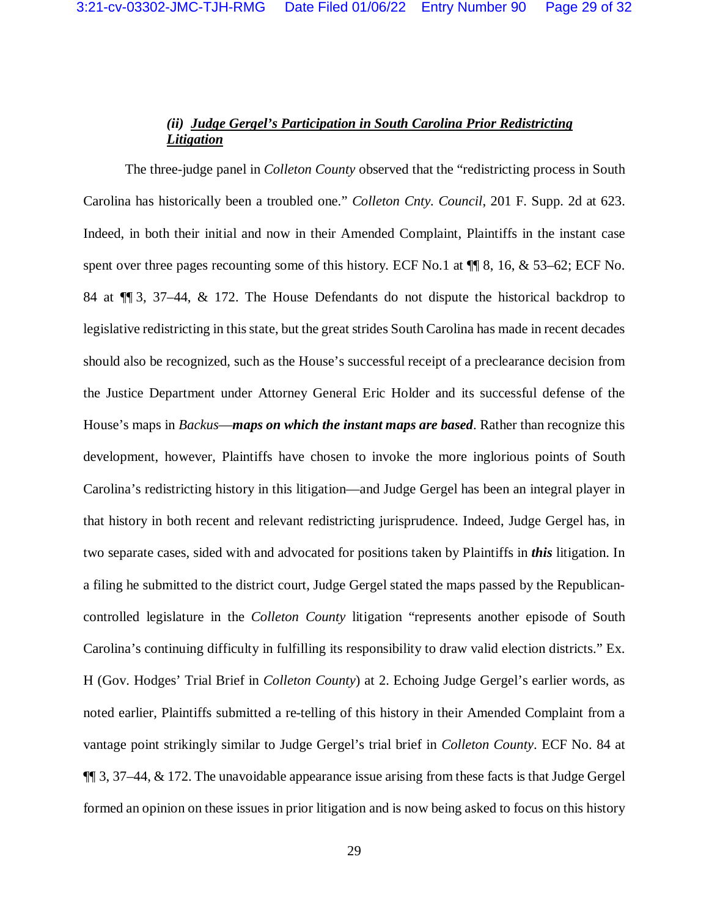***(ii)*** ***Judge Gergel's Participation in South Carolina Prior Redistricting Litigation***

The three-judge panel in *Colleton County* observed that the "redistricting process in South Carolina has historically been a troubled one." *Colleton Cnty. Council*, 201 F. Supp. 2d at 623. Indeed, in both their initial and now in their Amended Complaint, Plaintiffs in the instant case spent over three pages recounting some of this history. ECF No.1 at ¶¶ 8, 16, & 53–62; ECF No. 84 at ¶¶ 3, 37–44, & 172. The House Defendants do not dispute the historical backdrop to legislative redistricting in this state, but the great strides South Carolina has made in recent decades should also be recognized, such as the House's successful receipt of a preclearance decision from the Justice Department under Attorney General Eric Holder and its successful defense of the House's maps in *Backus*—***maps on which the instant maps are based***. Rather than recognize this development, however, Plaintiffs have chosen to invoke the more inglorious points of South Carolina's redistricting history in this litigation—and Judge Gergel has been an integral player in that history in both recent and relevant redistricting jurisprudence. Indeed, Judge Gergel has, in two separate cases, sided with and advocated for positions taken by Plaintiffs in ***this*** litigation. In a filing he submitted to the district court, Judge Gergel stated the maps passed by the Republican-controlled legislature in the *Colleton County* litigation "represents another episode of South Carolina's continuing difficulty in fulfilling its responsibility to draw valid election districts." Ex. H (Gov. Hodges' Trial Brief in *Colleton County*) at 2. Echoing Judge Gergel's earlier words, as noted earlier, Plaintiffs submitted a re-telling of this history in their Amended Complaint from a vantage point strikingly similar to Judge Gergel's trial brief in *Colleton County*. ECF No. 84 at ¶¶ 3, 37–44, & 172. The unavoidable appearance issue arising from these facts is that Judge Gergel formed an opinion on these issues in prior litigation and is now being asked to focus on this history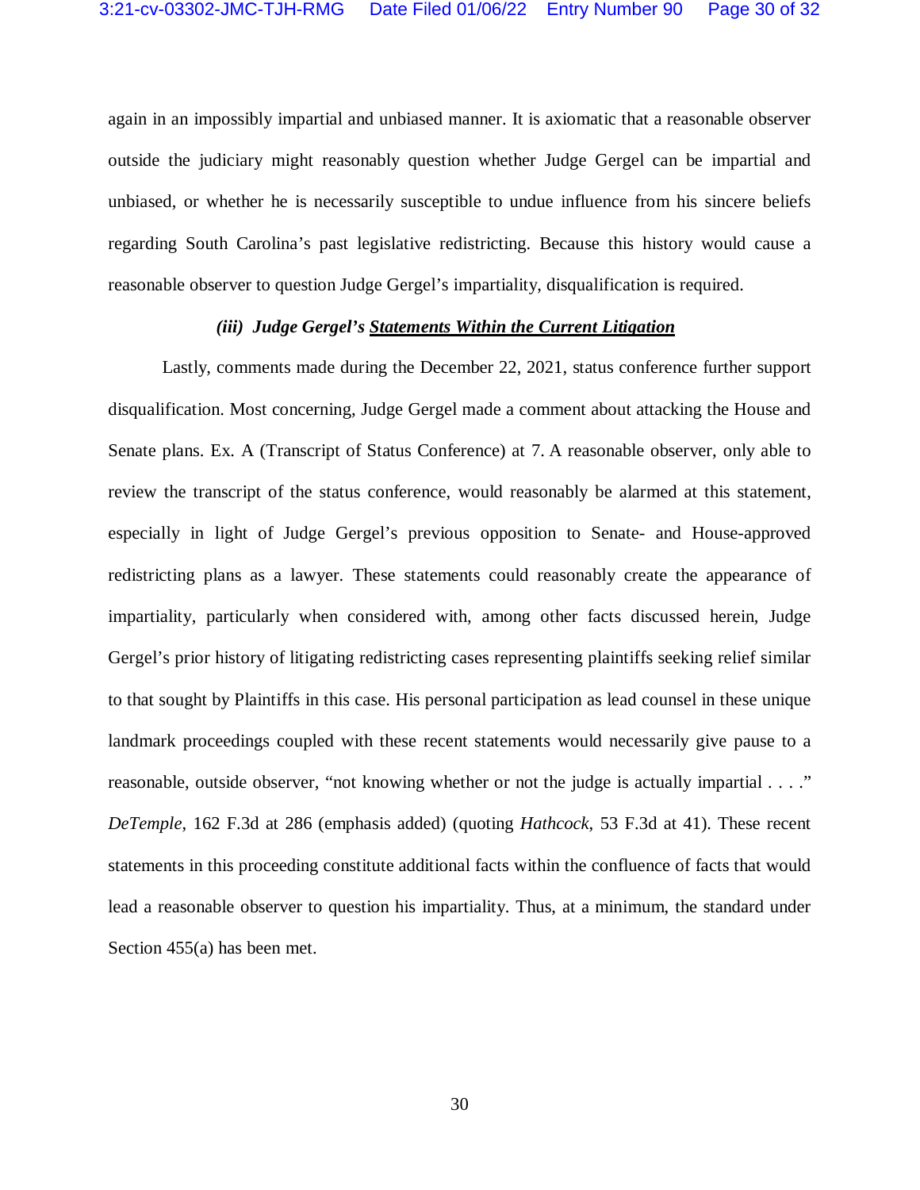again in an impossibly impartial and unbiased manner. It is axiomatic that a reasonable observer outside the judiciary might reasonably question whether Judge Gergel can be impartial and unbiased, or whether he is necessarily susceptible to undue influence from his sincere beliefs regarding South Carolina's past legislative redistricting. Because this history would cause a reasonable observer to question Judge Gergel's impartiality, disqualification is required.

#### *(iii) Judge Gergel's* ***Statements Within the Current Litigation***

Lastly, comments made during the December 22, 2021, status conference further support disqualification. Most concerning, Judge Gergel made a comment about attacking the House and Senate plans. Ex. A (Transcript of Status Conference) at 7. A reasonable observer, only able to review the transcript of the status conference, would reasonably be alarmed at this statement, especially in light of Judge Gergel's previous opposition to Senate- and House-approved redistricting plans as a lawyer. These statements could reasonably create the appearance of impartiality, particularly when considered with, among other facts discussed herein, Judge Gergel's prior history of litigating redistricting cases representing plaintiffs seeking relief similar to that sought by Plaintiffs in this case. His personal participation as lead counsel in these unique landmark proceedings coupled with these recent statements would necessarily give pause to a reasonable, outside observer, "not knowing whether or not the judge is actually impartial . . . ." *DeTemple*, 162 F.3d at 286 (emphasis added) (quoting *Hathcock*, 53 F.3d at 41). These recent statements in this proceeding constitute additional facts within the confluence of facts that would lead a reasonable observer to question his impartiality. Thus, at a minimum, the standard under Section 455(a) has been met.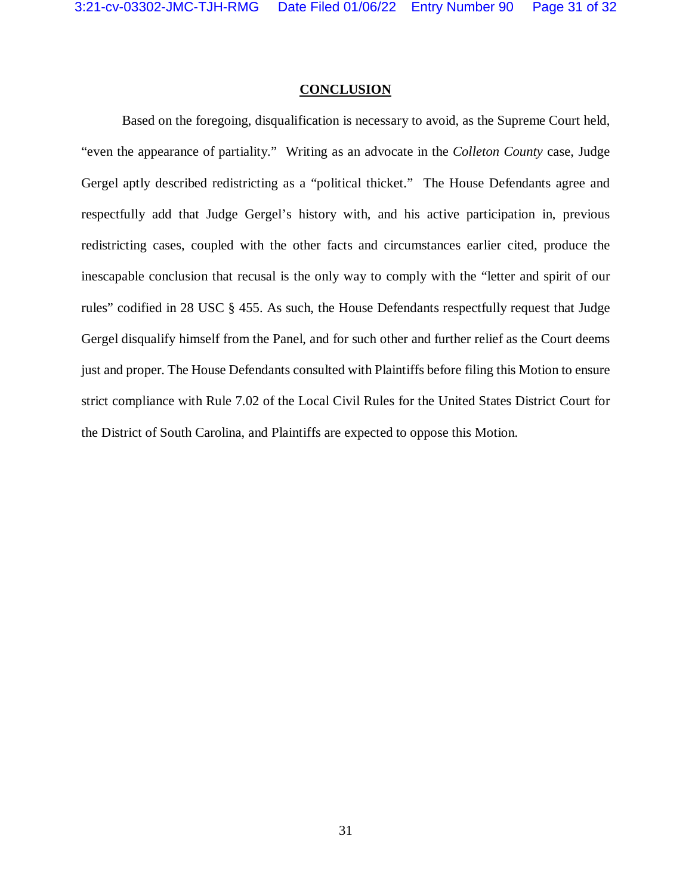## CONCLUSION

Based on the foregoing, disqualification is necessary to avoid, as the Supreme Court held, "even the appearance of partiality." Writing as an advocate in the *Colleton County* case, Judge Gergel aptly described redistricting as a "political thicket." The House Defendants agree and respectfully add that Judge Gergel's history with, and his active participation in, previous redistricting cases, coupled with the other facts and circumstances earlier cited, produce the inescapable conclusion that recusal is the only way to comply with the "letter and spirit of our rules" codified in 28 USC § 455. As such, the House Defendants respectfully request that Judge Gergel disqualify himself from the Panel, and for such other and further relief as the Court deems just and proper. The House Defendants consulted with Plaintiffs before filing this Motion to ensure strict compliance with Rule 7.02 of the Local Civil Rules for the United States District Court for the District of South Carolina, and Plaintiffs are expected to oppose this Motion.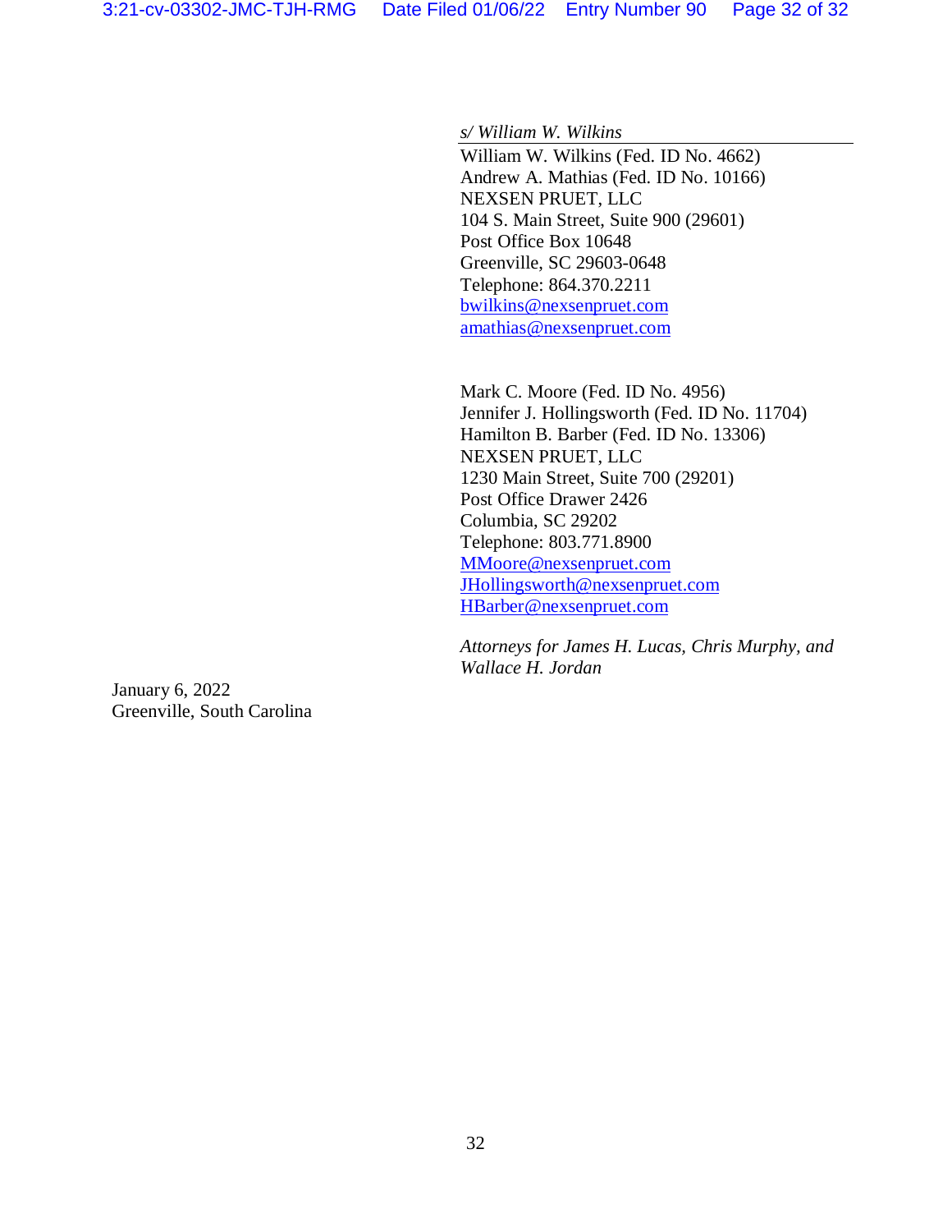*s/ William W. Wilkins*

William W. Wilkins (Fed. ID No. 4662)
Andrew A. Mathias (Fed. ID No. 10166)
NEXSEN PRUET, LLC
104 S. Main Street, Suite 900 (29601)
Post Office Box 10648
Greenville, SC 29603-0648
Telephone: 864.370.2211
bwilkins@nexsenpruet.com
amathias@nexsenpruet.com

Mark C. Moore (Fed. ID No. 4956)
Jennifer J. Hollingsworth (Fed. ID No. 11704)
Hamilton B. Barber (Fed. ID No. 13306)
NEXSEN PRUET, LLC
1230 Main Street, Suite 700 (29201)
Post Office Drawer 2426
Columbia, SC 29202
Telephone: 803.771.8900
MMoore@nexsenpruet.com
JHollingsworth@nexsenpruet.com
HBarber@nexsenpruet.com

*Attorneys for James H. Lucas, Chris Murphy, and Wallace H. Jordan*

January 6, 2022
Greenville, South Carolina